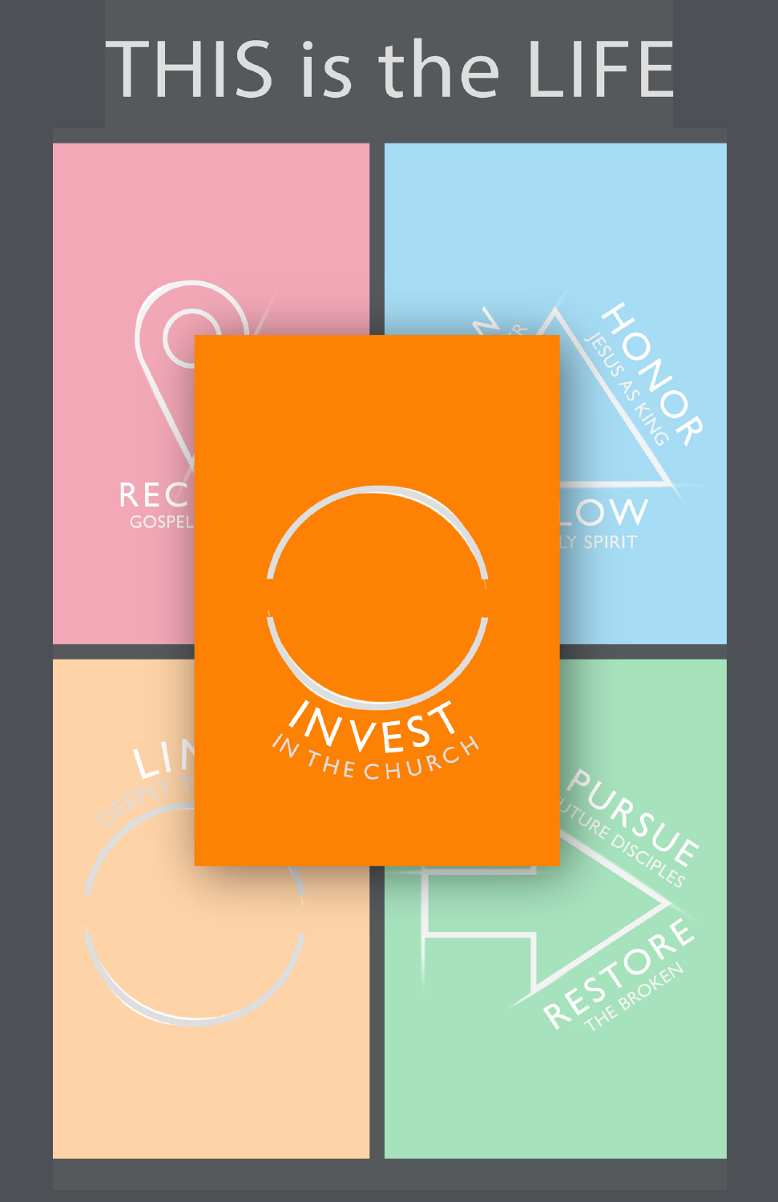# THIS is the LIFE

INVEST

IN THE CHURCH

REC

GOSPEL

HONOR

JESUS AS KING

LOW

LY SPIRIT

LI

DEEPLY T

PURSUE

UTURE DISCIPLES

RESTORE

THE BROKEN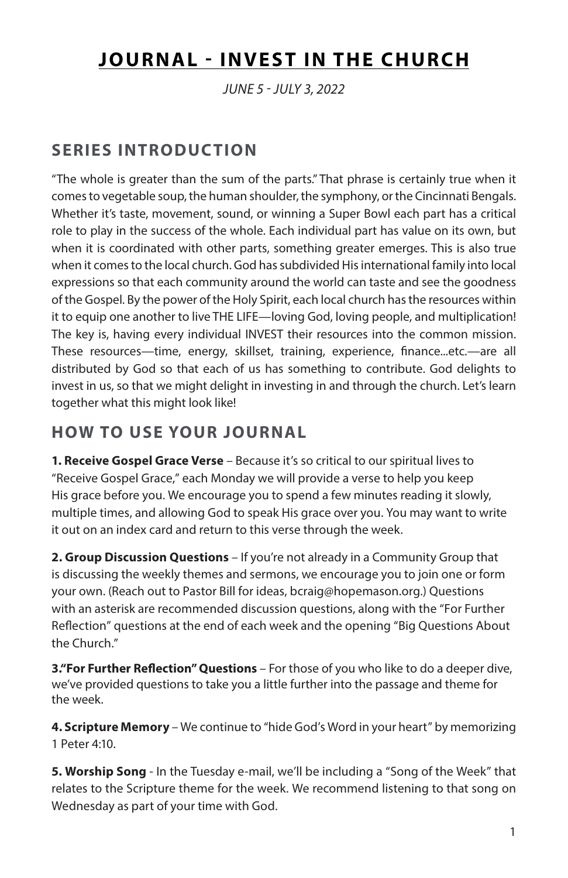# JOURNAL - INVEST IN THE CHURCH

*JUNE 5 - JULY 3, 2022*

## SERIES INTRODUCTION

"The whole is greater than the sum of the parts." That phrase is certainly true when it comes to vegetable soup, the human shoulder, the symphony, or the Cincinnati Bengals. Whether it's taste, movement, sound, or winning a Super Bowl each part has a critical role to play in the success of the whole. Each individual part has value on its own, but when it is coordinated with other parts, something greater emerges. This is also true when it comes to the local church. God has subdivided His international family into local expressions so that each community around the world can taste and see the goodness of the Gospel. By the power of the Holy Spirit, each local church has the resources within it to equip one another to live THE LIFE—loving God, loving people, and multiplication! The key is, having every individual INVEST their resources into the common mission. These resources—time, energy, skillset, training, experience, finance...etc.—are all distributed by God so that each of us has something to contribute. God delights to invest in us, so that we might delight in investing in and through the church. Let's learn together what this might look like!

## HOW TO USE YOUR JOURNAL

**1. Receive Gospel Grace Verse** – Because it's so critical to our spiritual lives to "Receive Gospel Grace," each Monday we will provide a verse to help you keep His grace before you. We encourage you to spend a few minutes reading it slowly, multiple times, and allowing God to speak His grace over you. You may want to write it out on an index card and return to this verse through the week.

**2. Group Discussion Questions** – If you're not already in a Community Group that is discussing the weekly themes and sermons, we encourage you to join one or form your own. (Reach out to Pastor Bill for ideas, bcraig@hopemason.org.) Questions with an asterisk are recommended discussion questions, along with the "For Further Reflection" questions at the end of each week and the opening "Big Questions About the Church."

**3."For Further Reflection" Questions** – For those of you who like to do a deeper dive, we've provided questions to take you a little further into the passage and theme for the week.

**4. Scripture Memory** – We continue to "hide God's Word in your heart" by memorizing 1 Peter 4:10.

**5. Worship Song** - In the Tuesday e-mail, we'll be including a "Song of the Week" that relates to the Scripture theme for the week. We recommend listening to that song on Wednesday as part of your time with God.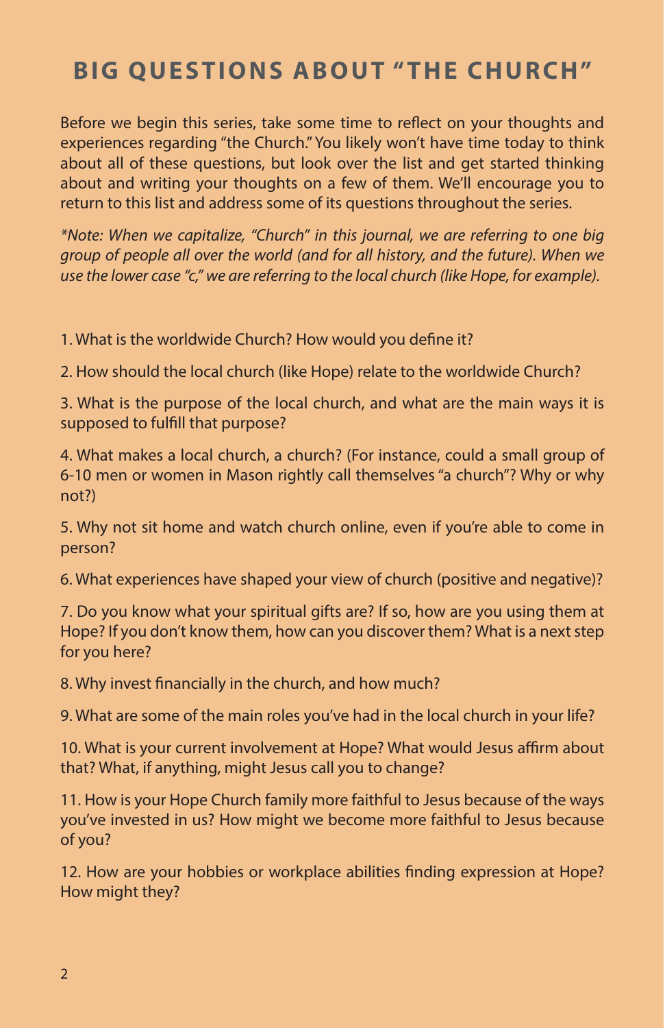# BIG QUESTIONS ABOUT "THE CHURCH"

Before we begin this series, take some time to reflect on your thoughts and experiences regarding "the Church." You likely won't have time today to think about all of these questions, but look over the list and get started thinking about and writing your thoughts on a few of them. We'll encourage you to return to this list and address some of its questions throughout the series.

*\*Note: When we capitalize, "Church" in this journal, we are referring to one big group of people all over the world (and for all history, and the future). When we use the lower case "c," we are referring to the local church (like Hope, for example).*

1. What is the worldwide Church? How would you define it?

2. How should the local church (like Hope) relate to the worldwide Church?

3. What is the purpose of the local church, and what are the main ways it is supposed to fulfill that purpose?

4. What makes a local church, a church? (For instance, could a small group of 6-10 men or women in Mason rightly call themselves "a church"? Why or why not?)

5. Why not sit home and watch church online, even if you're able to come in person?

6. What experiences have shaped your view of church (positive and negative)?

7. Do you know what your spiritual gifts are? If so, how are you using them at Hope? If you don't know them, how can you discover them? What is a next step for you here?

8. Why invest financially in the church, and how much?

9. What are some of the main roles you've had in the local church in your life?

10. What is your current involvement at Hope? What would Jesus affirm about that? What, if anything, might Jesus call you to change?

11. How is your Hope Church family more faithful to Jesus because of the ways you've invested in us? How might we become more faithful to Jesus because of you?

12. How are your hobbies or workplace abilities finding expression at Hope? How might they?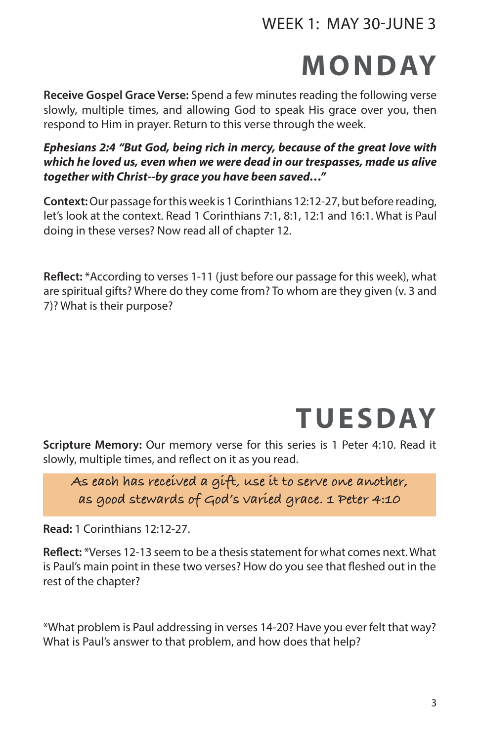WEEK 1: MAY 30-JUNE 3

# MONDAY

**Receive Gospel Grace Verse:** Spend a few minutes reading the following verse slowly, multiple times, and allowing God to speak His grace over you, then respond to Him in prayer. Return to this verse through the week.

***Ephesians 2:4 "But God, being rich in mercy, because of the great love with which he loved us, even when we were dead in our trespasses, made us alive together with Christ--by grace you have been saved…"***

**Context:** Our passage for this week is 1 Corinthians 12:12-27, but before reading, let's look at the context. Read 1 Corinthians 7:1, 8:1, 12:1 and 16:1. What is Paul doing in these verses? Now read all of chapter 12.

**Reflect:** *According to verses 1-11 (just before our passage for this week), what are spiritual gifts? Where do they come from? To whom are they given (v. 3 and 7)? What is their purpose?

# TUESDAY

**Scripture Memory:** Our memory verse for this series is 1 Peter 4:10. Read it slowly, multiple times, and reflect on it as you read.

> As each has received a gift, use it to serve one another, as good stewards of God's varied grace. 1 Peter 4:10

**Read:** 1 Corinthians 12:12-27.

**Reflect:** *Verses 12-13 seem to be a thesis statement for what comes next. What is Paul's main point in these two verses? How do you see that fleshed out in the rest of the chapter?

*What problem is Paul addressing in verses 14-20? Have you ever felt that way? What is Paul's answer to that problem, and how does that help?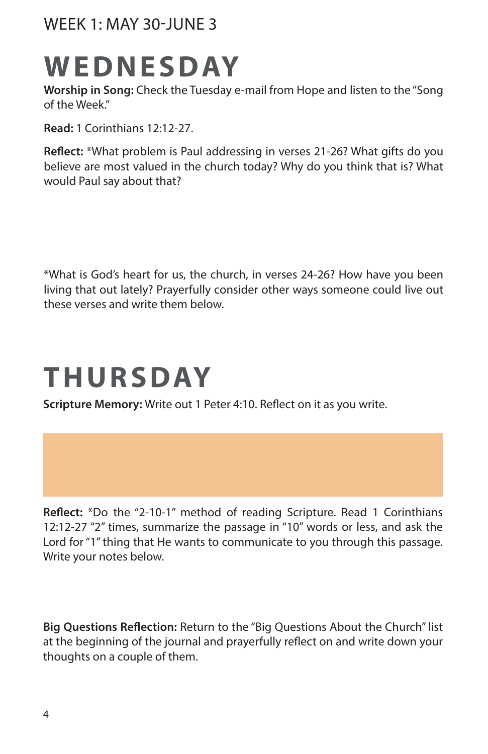WEEK 1: MAY 30-JUNE 3

# WEDNESDAY

**Worship in Song:** Check the Tuesday e-mail from Hope and listen to the "Song of the Week."

**Read:** 1 Corinthians 12:12-27.

**Reflect:** *What problem is Paul addressing in verses 21-26? What gifts do you believe are most valued in the church today? Why do you think that is? What would Paul say about that?

*What is God's heart for us, the church, in verses 24-26? How have you been living that out lately? Prayerfully consider other ways someone could live out these verses and write them below.

# THURSDAY

**Scripture Memory:** Write out 1 Peter 4:10. Reflect on it as you write.

**Reflect:** *Do the "2-10-1" method of reading Scripture. Read 1 Corinthians 12:12-27 "2" times, summarize the passage in "10" words or less, and ask the Lord for "1" thing that He wants to communicate to you through this passage. Write your notes below.

**Big Questions Reflection:** Return to the "Big Questions About the Church" list at the beginning of the journal and prayerfully reflect on and write down your thoughts on a couple of them.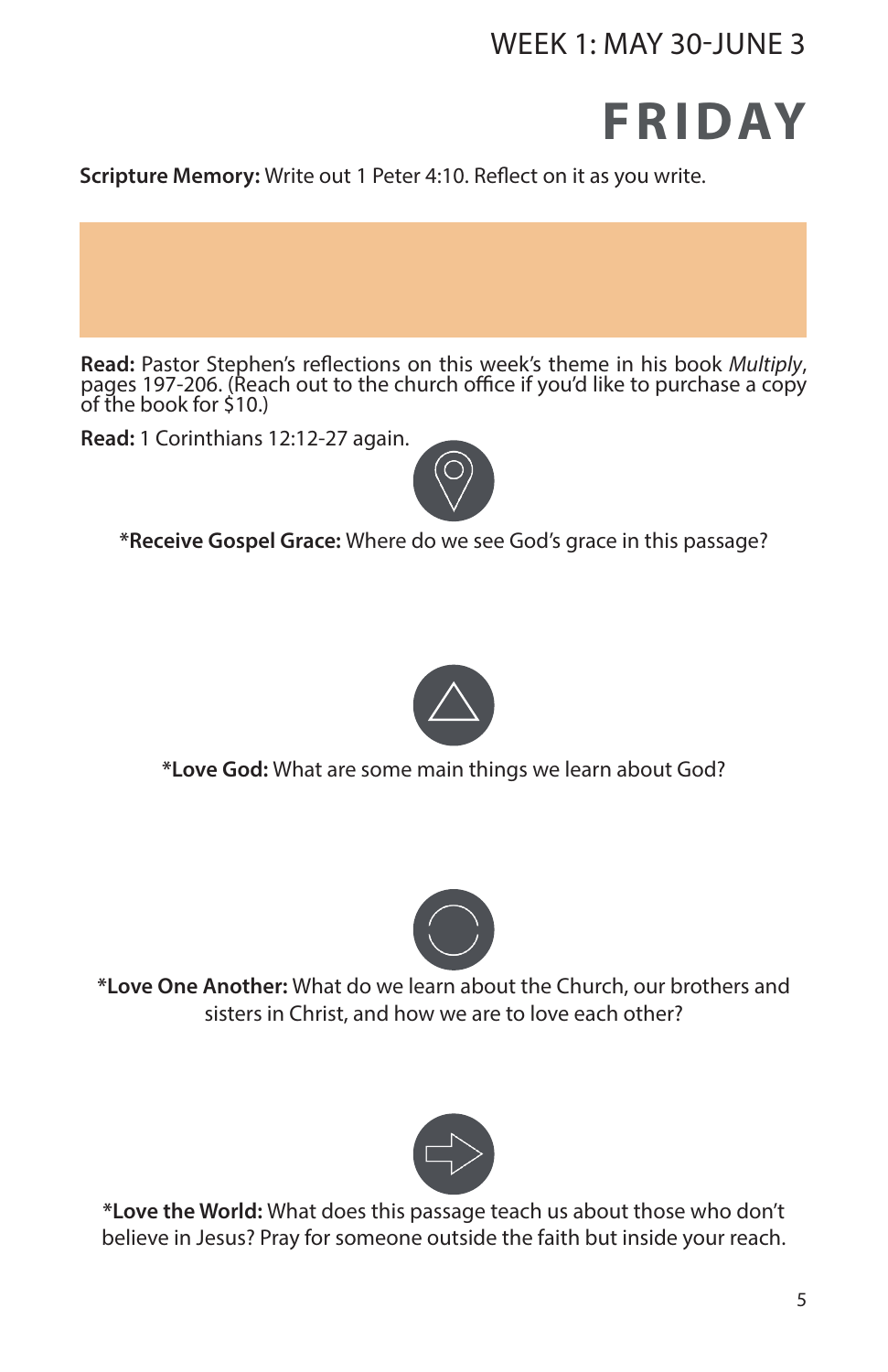WEEK 1: MAY 30-JUNE 3

# FRIDAY

**Scripture Memory:** Write out 1 Peter 4:10. Reflect on it as you write.

**Read:** Pastor Stephen's reflections on this week's theme in his book *Multiply*, pages 197-206. (Reach out to the church office if you'd like to purchase a copy of the book for $10.)

**Read:** 1 Corinthians 12:12-27 again.

*__Receive Gospel Grace:__ Where do we see God's grace in this passage?

*__Love God:__ What are some main things we learn about God?

*__Love One Another:__ What do we learn about the Church, our brothers and sisters in Christ, and how we are to love each other?

*__Love the World:__ What does this passage teach us about those who don't believe in Jesus? Pray for someone outside the faith but inside your reach.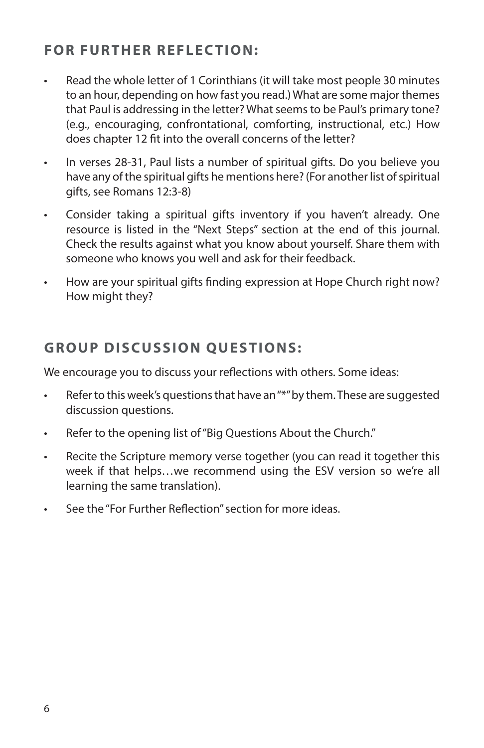## FOR FURTHER REFLECTION:

- Read the whole letter of 1 Corinthians (it will take most people 30 minutes to an hour, depending on how fast you read.) What are some major themes that Paul is addressing in the letter? What seems to be Paul's primary tone? (e.g., encouraging, confrontational, comforting, instructional, etc.) How does chapter 12 fit into the overall concerns of the letter?
- In verses 28-31, Paul lists a number of spiritual gifts. Do you believe you have any of the spiritual gifts he mentions here? (For another list of spiritual gifts, see Romans 12:3-8)
- Consider taking a spiritual gifts inventory if you haven't already. One resource is listed in the "Next Steps" section at the end of this journal. Check the results against what you know about yourself. Share them with someone who knows you well and ask for their feedback.
- How are your spiritual gifts finding expression at Hope Church right now? How might they?

## GROUP DISCUSSION QUESTIONS:

We encourage you to discuss your reflections with others. Some ideas:

- Refer to this week's questions that have an "*" by them. These are suggested discussion questions.
- Refer to the opening list of "Big Questions About the Church."
- Recite the Scripture memory verse together (you can read it together this week if that helps…we recommend using the ESV version so we're all learning the same translation).
- See the "For Further Reflection" section for more ideas.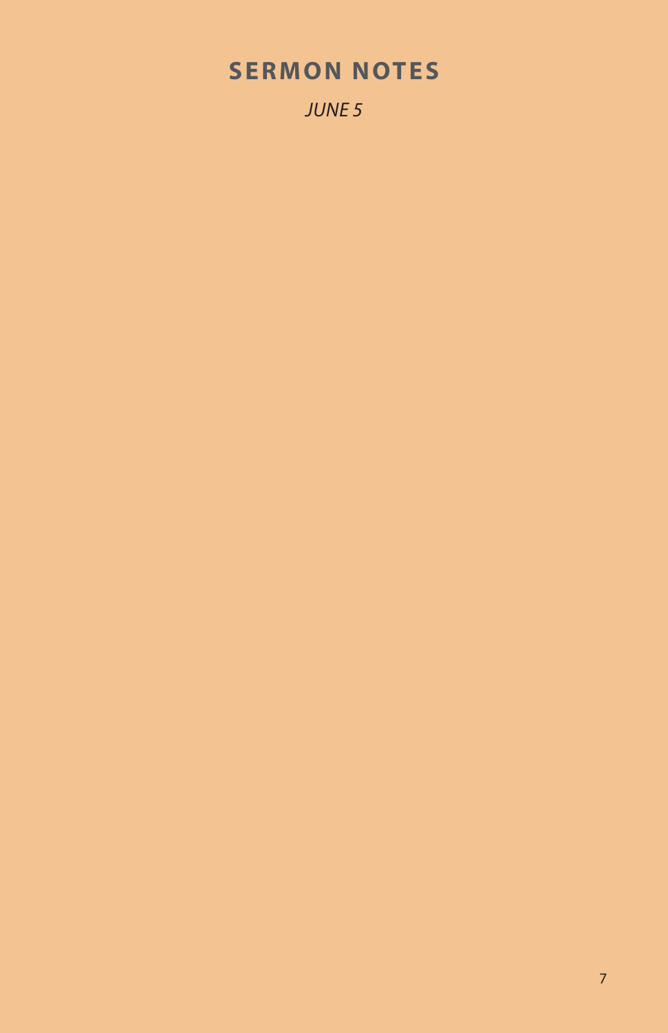## SERMON NOTES

*JUNE 5*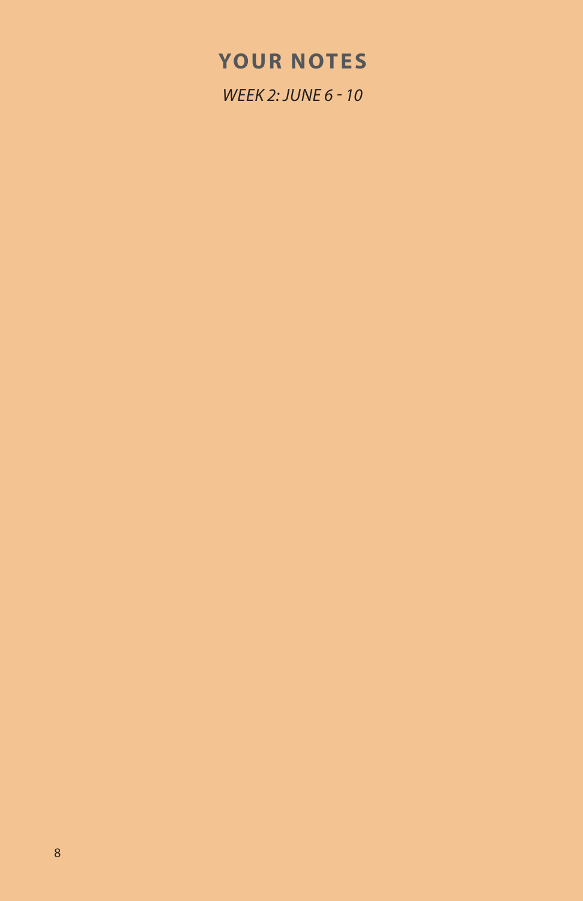# YOUR NOTES

*WEEK 2: JUNE 6 - 10*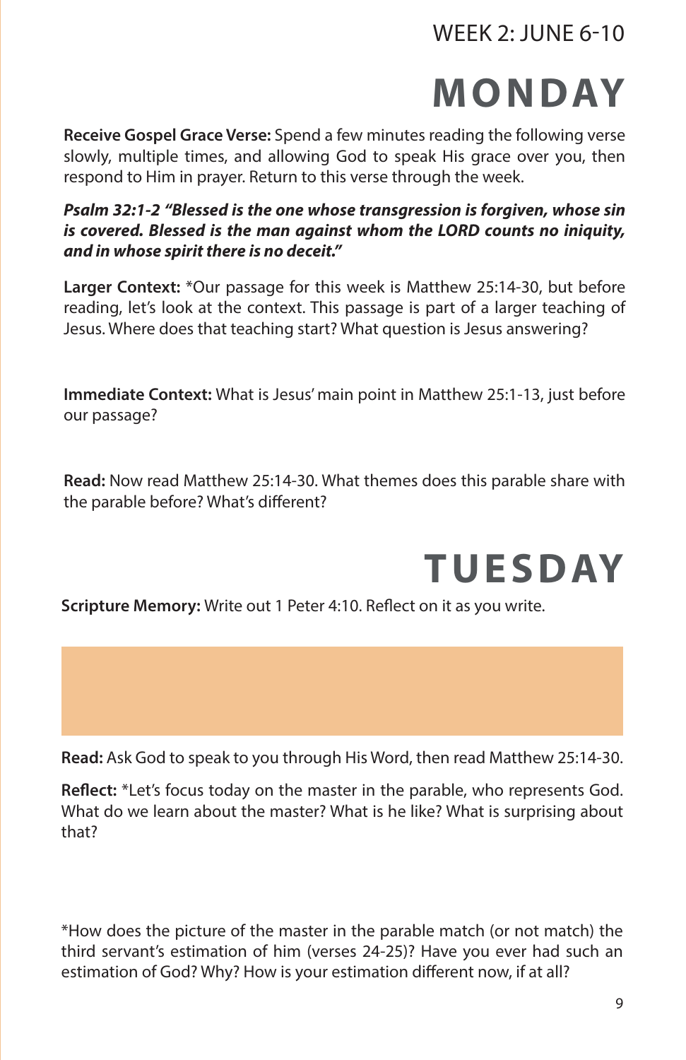WEEK 2: JUNE 6-10

# MONDAY

**Receive Gospel Grace Verse:** Spend a few minutes reading the following verse slowly, multiple times, and allowing God to speak His grace over you, then respond to Him in prayer. Return to this verse through the week.

***Psalm 32:1-2 "Blessed is the one whose transgression is forgiven, whose sin is covered. Blessed is the man against whom the LORD counts no iniquity, and in whose spirit there is no deceit."***

**Larger Context:** *Our passage for this week is Matthew 25:14-30, but before reading, let's look at the context. This passage is part of a larger teaching of Jesus. Where does that teaching start? What question is Jesus answering?

**Immediate Context:** What is Jesus' main point in Matthew 25:1-13, just before our passage?

**Read:** Now read Matthew 25:14-30. What themes does this parable share with the parable before? What's different?

# TUESDAY

**Scripture Memory:** Write out 1 Peter 4:10. Reflect on it as you write.

**Read:** Ask God to speak to you through His Word, then read Matthew 25:14-30.

**Reflect:** *Let's focus today on the master in the parable, who represents God. What do we learn about the master? What is he like? What is surprising about that?

*How does the picture of the master in the parable match (or not match) the third servant's estimation of him (verses 24-25)? Have you ever had such an estimation of God? Why? How is your estimation different now, if at all?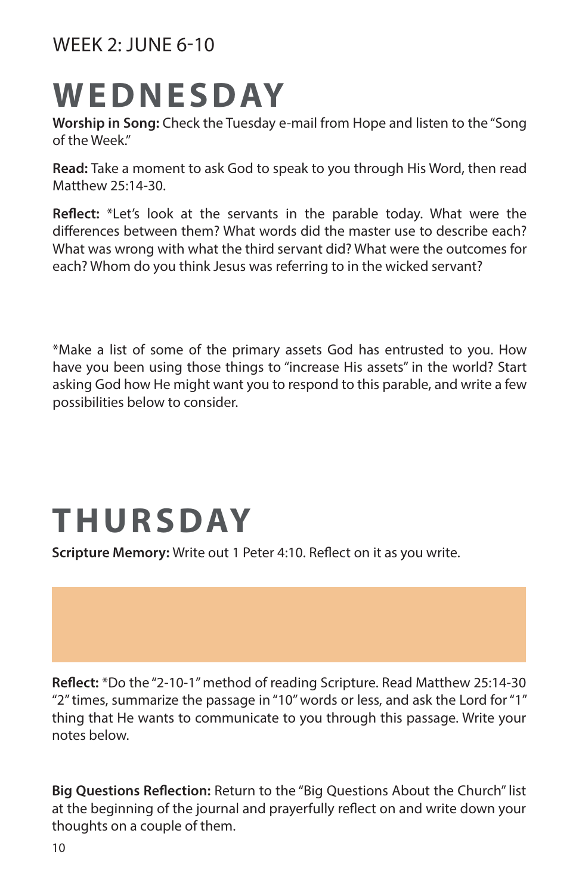WEEK 2: JUNE 6-10

# WEDNESDAY

**Worship in Song:** Check the Tuesday e-mail from Hope and listen to the "Song of the Week."

**Read:** Take a moment to ask God to speak to you through His Word, then read Matthew 25:14-30.

**Reflect:** *Let's look at the servants in the parable today. What were the differences between them? What words did the master use to describe each? What was wrong with what the third servant did? What were the outcomes for each? Whom do you think Jesus was referring to in the wicked servant?

*Make a list of some of the primary assets God has entrusted to you. How have you been using those things to "increase His assets" in the world? Start asking God how He might want you to respond to this parable, and write a few possibilities below to consider.

# THURSDAY

**Scripture Memory:** Write out 1 Peter 4:10. Reflect on it as you write.

**Reflect:** *Do the "2-10-1" method of reading Scripture. Read Matthew 25:14-30 "2" times, summarize the passage in "10" words or less, and ask the Lord for "1" thing that He wants to communicate to you through this passage. Write your notes below.

**Big Questions Reflection:** Return to the "Big Questions About the Church" list at the beginning of the journal and prayerfully reflect on and write down your thoughts on a couple of them.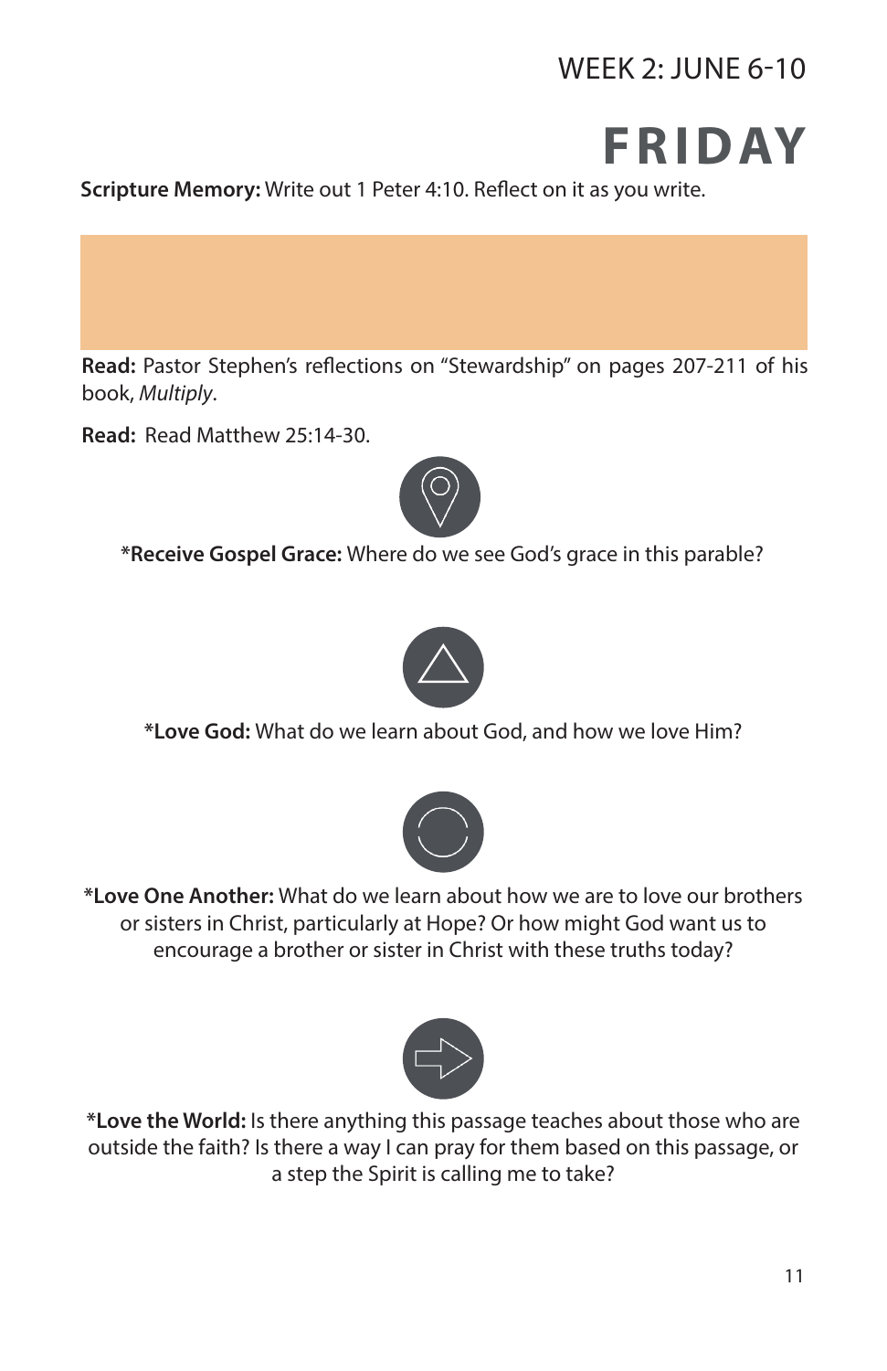WEEK 2: JUNE 6-10

# FRIDAY

**Scripture Memory:** Write out 1 Peter 4:10. Reflect on it as you write.

**Read:** Pastor Stephen's reflections on "Stewardship" on pages 207-211 of his book, *Multiply*.

**Read:** Read Matthew 25:14-30.

***Receive Gospel Grace:** Where do we see God's grace in this parable?

***Love God:** What do we learn about God, and how we love Him?

***Love One Another:** What do we learn about how we are to love our brothers or sisters in Christ, particularly at Hope? Or how might God want us to encourage a brother or sister in Christ with these truths today?

***Love the World:** Is there anything this passage teaches about those who are outside the faith? Is there a way I can pray for them based on this passage, or a step the Spirit is calling me to take?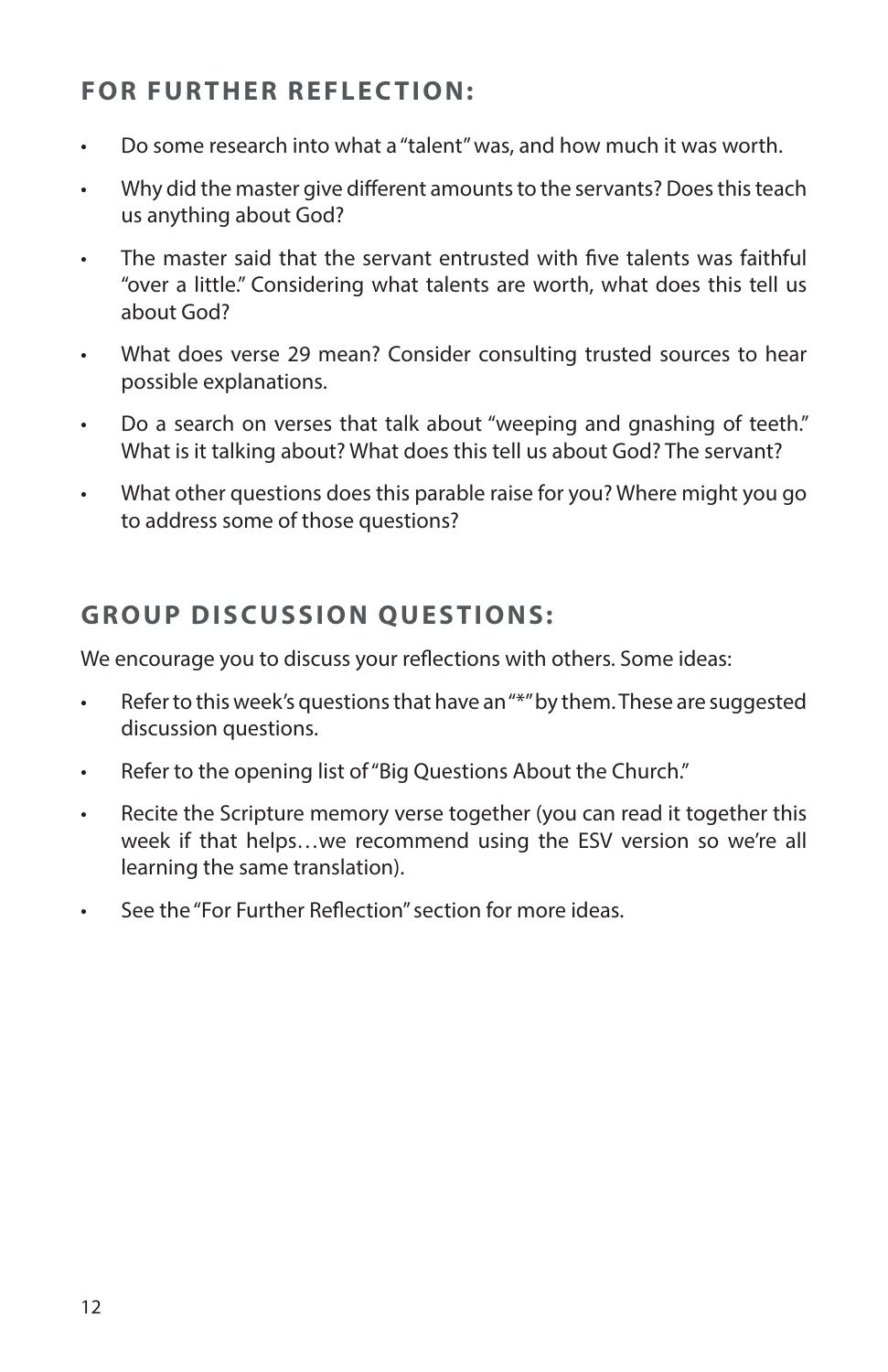## FOR FURTHER REFLECTION:

- Do some research into what a "talent" was, and how much it was worth.
- Why did the master give different amounts to the servants? Does this teach us anything about God?
- The master said that the servant entrusted with five talents was faithful "over a little." Considering what talents are worth, what does this tell us about God?
- What does verse 29 mean? Consider consulting trusted sources to hear possible explanations.
- Do a search on verses that talk about "weeping and gnashing of teeth." What is it talking about? What does this tell us about God? The servant?
- What other questions does this parable raise for you? Where might you go to address some of those questions?

## GROUP DISCUSSION QUESTIONS:

We encourage you to discuss your reflections with others. Some ideas:

- Refer to this week's questions that have an "*" by them. These are suggested discussion questions.
- Refer to the opening list of "Big Questions About the Church."
- Recite the Scripture memory verse together (you can read it together this week if that helps…we recommend using the ESV version so we're all learning the same translation).
- See the "For Further Reflection" section for more ideas.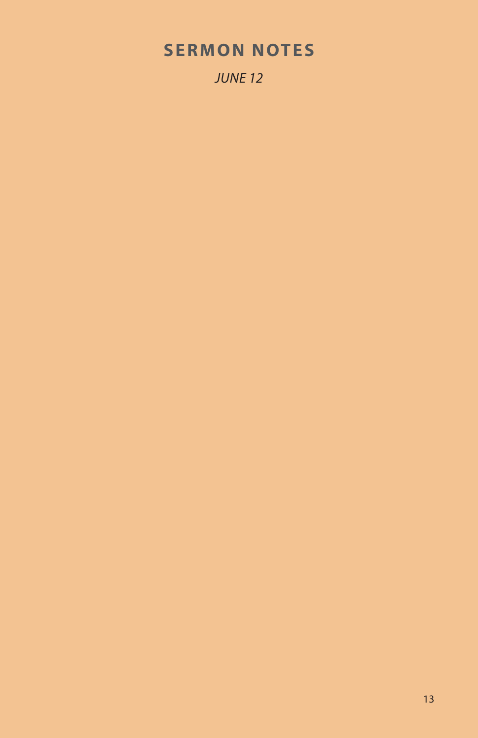# SERMON NOTES

*JUNE 12*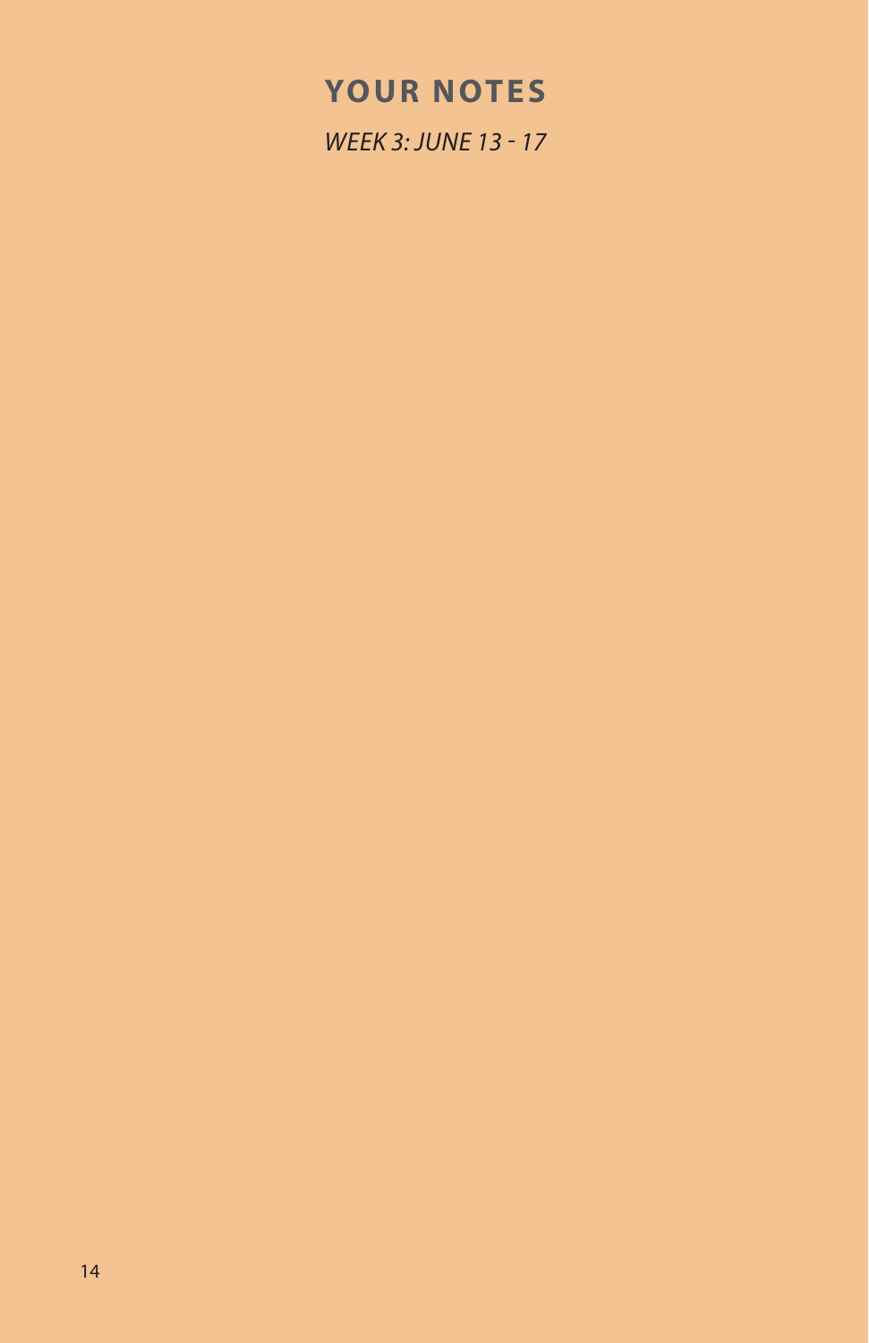## YOUR NOTES

*WEEK 3: JUNE 13 - 17*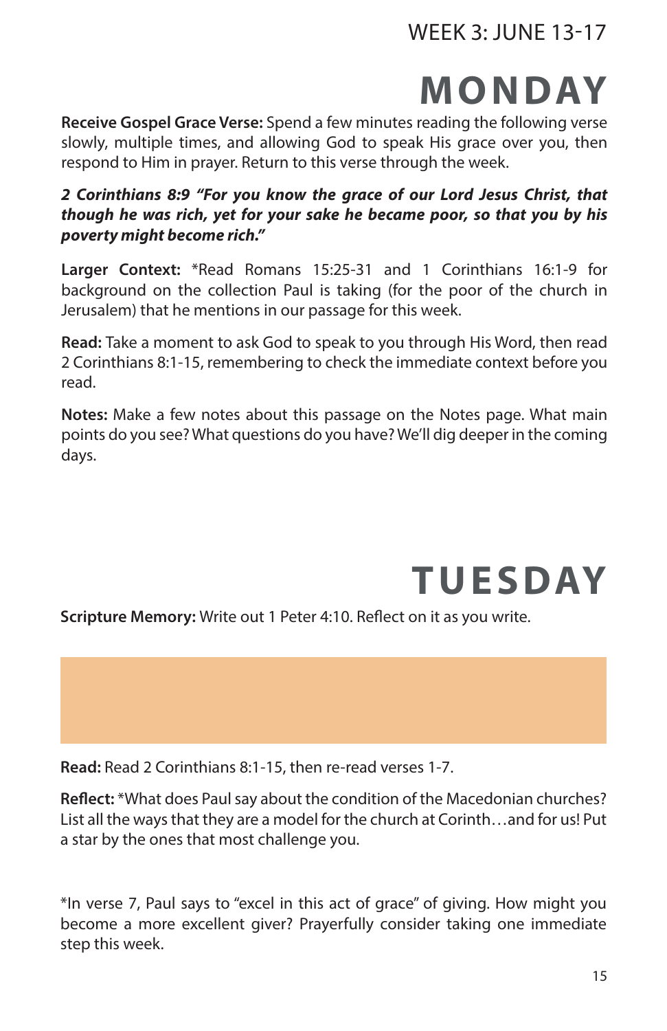WEEK 3: JUNE 13-17

# MONDAY

**Receive Gospel Grace Verse:** Spend a few minutes reading the following verse slowly, multiple times, and allowing God to speak His grace over you, then respond to Him in prayer. Return to this verse through the week.

***2 Corinthians 8:9 "For you know the grace of our Lord Jesus Christ, that though he was rich, yet for your sake he became poor, so that you by his poverty might become rich."***

**Larger Context:** *Read Romans 15:25-31 and 1 Corinthians 16:1-9 for background on the collection Paul is taking (for the poor of the church in Jerusalem) that he mentions in our passage for this week.

**Read:** Take a moment to ask God to speak to you through His Word, then read 2 Corinthians 8:1-15, remembering to check the immediate context before you read.

**Notes:** Make a few notes about this passage on the Notes page. What main points do you see? What questions do you have? We'll dig deeper in the coming days.

# TUESDAY

**Scripture Memory:** Write out 1 Peter 4:10. Reflect on it as you write.

**Read:** Read 2 Corinthians 8:1-15, then re-read verses 1-7.

**Reflect:** *What does Paul say about the condition of the Macedonian churches? List all the ways that they are a model for the church at Corinth…and for us! Put a star by the ones that most challenge you.

*In verse 7, Paul says to "excel in this act of grace" of giving. How might you become a more excellent giver? Prayerfully consider taking one immediate step this week.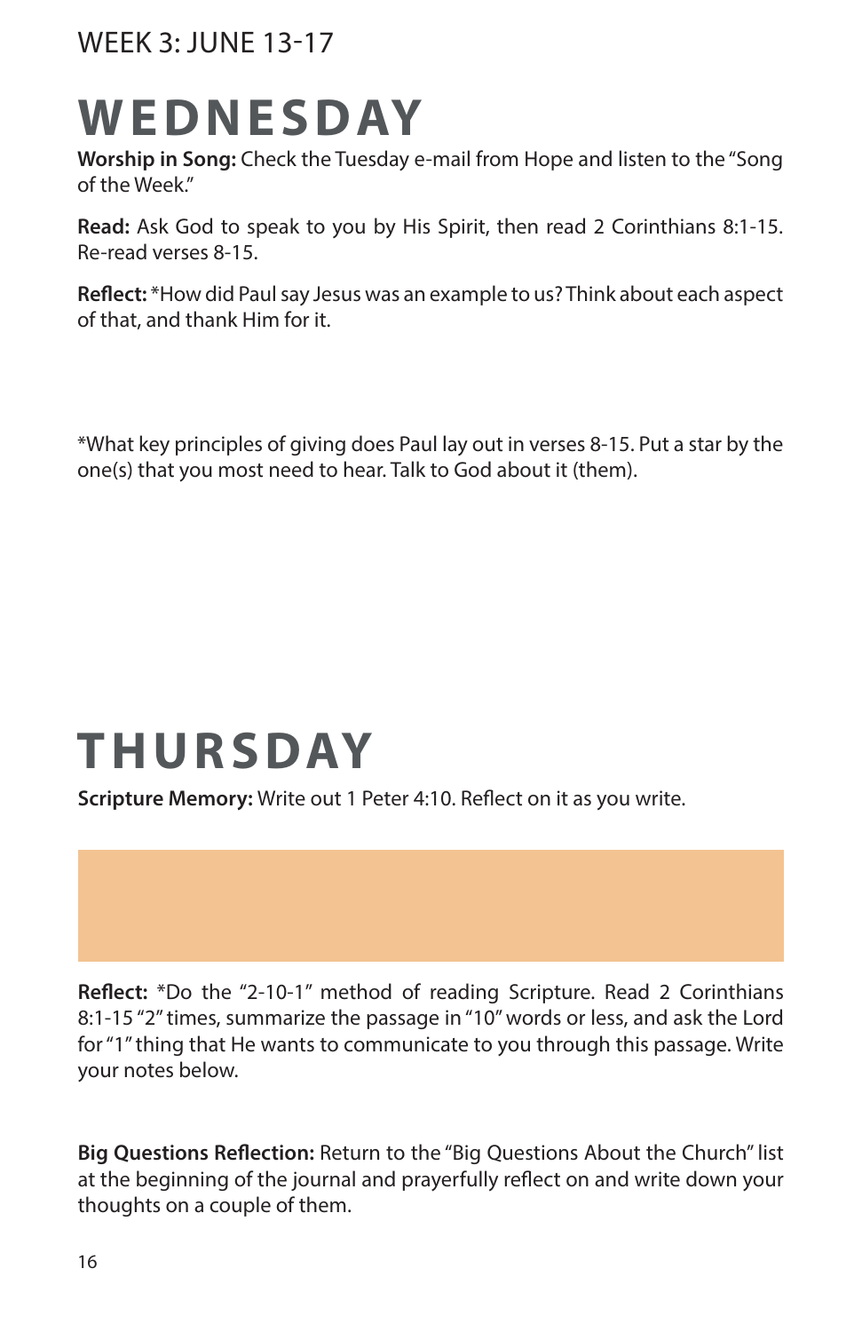WEEK 3: JUNE 13-17

# WEDNESDAY

**Worship in Song:** Check the Tuesday e-mail from Hope and listen to the "Song of the Week."

**Read:** Ask God to speak to you by His Spirit, then read 2 Corinthians 8:1-15. Re-read verses 8-15.

**Reflect:** *How did Paul say Jesus was an example to us? Think about each aspect of that, and thank Him for it.

*What key principles of giving does Paul lay out in verses 8-15. Put a star by the one(s) that you most need to hear. Talk to God about it (them).

# THURSDAY

**Scripture Memory:** Write out 1 Peter 4:10. Reflect on it as you write.

**Reflect:** *Do the "2-10-1" method of reading Scripture. Read 2 Corinthians 8:1-15 "2" times, summarize the passage in "10" words or less, and ask the Lord for "1" thing that He wants to communicate to you through this passage. Write your notes below.

**Big Questions Reflection:** Return to the "Big Questions About the Church" list at the beginning of the journal and prayerfully reflect on and write down your thoughts on a couple of them.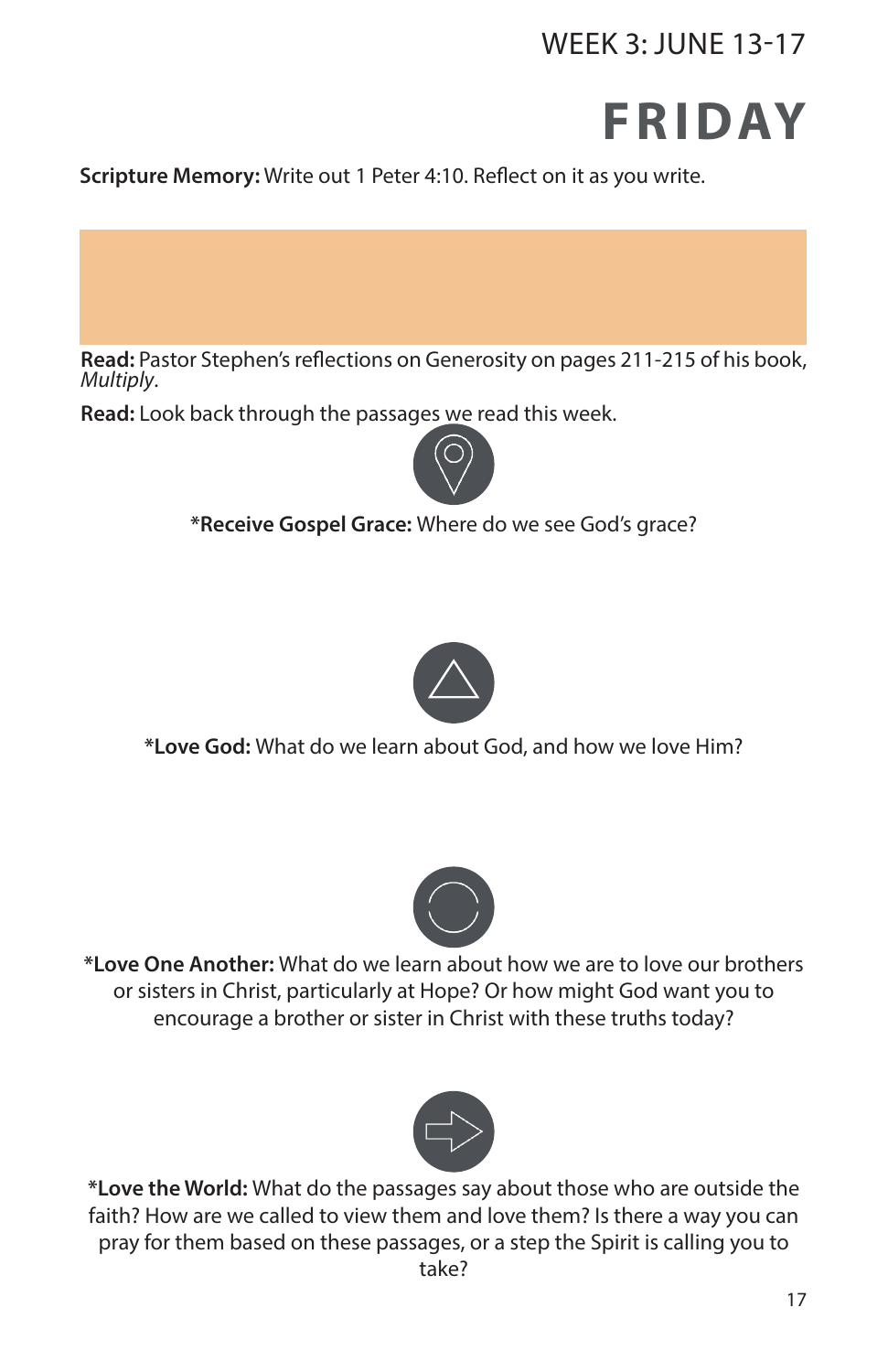WEEK 3: JUNE 13-17

# FRIDAY

**Scripture Memory:** Write out 1 Peter 4:10. Reflect on it as you write.

**Read:** Pastor Stephen's reflections on Generosity on pages 211-215 of his book, *Multiply*.

**Read:** Look back through the passages we read this week.

*__Receive Gospel Grace:__ Where do we see God's grace?

*__Love God:__ What do we learn about God, and how we love Him?

*__Love One Another:__ What do we learn about how we are to love our brothers or sisters in Christ, particularly at Hope? Or how might God want you to encourage a brother or sister in Christ with these truths today?

*__Love the World:__ What do the passages say about those who are outside the faith? How are we called to view them and love them? Is there a way you can pray for them based on these passages, or a step the Spirit is calling you to take?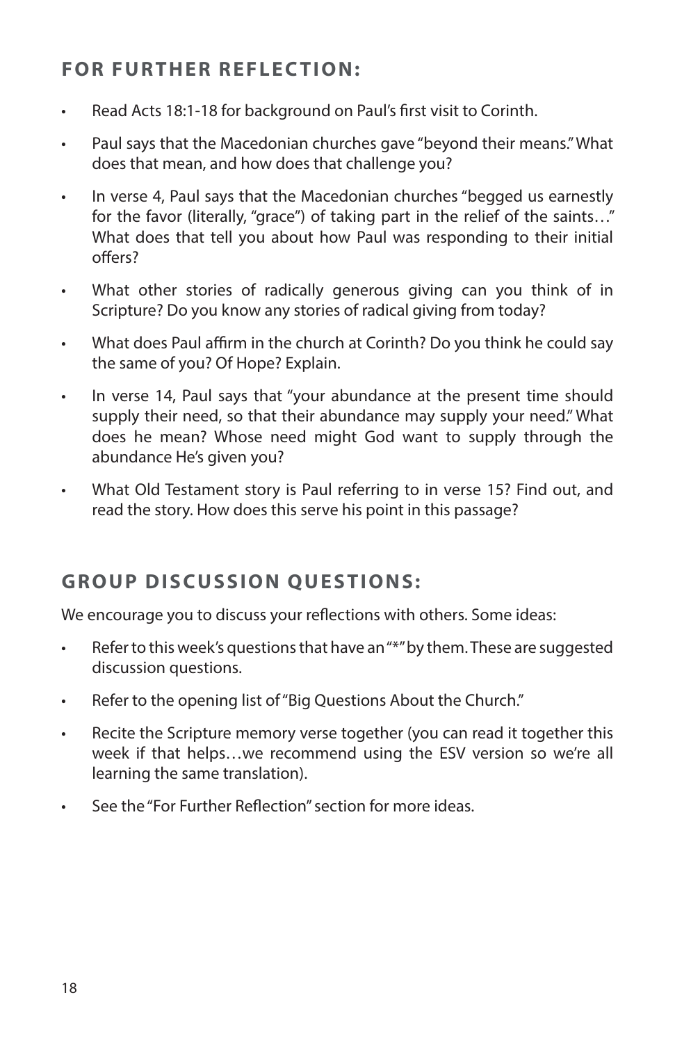## FOR FURTHER REFLECTION:

- Read Acts 18:1-18 for background on Paul's first visit to Corinth.
- Paul says that the Macedonian churches gave "beyond their means." What does that mean, and how does that challenge you?
- In verse 4, Paul says that the Macedonian churches "begged us earnestly for the favor (literally, "grace") of taking part in the relief of the saints…" What does that tell you about how Paul was responding to their initial offers?
- What other stories of radically generous giving can you think of in Scripture? Do you know any stories of radical giving from today?
- What does Paul affirm in the church at Corinth? Do you think he could say the same of you? Of Hope? Explain.
- In verse 14, Paul says that "your abundance at the present time should supply their need, so that their abundance may supply your need." What does he mean? Whose need might God want to supply through the abundance He's given you?
- What Old Testament story is Paul referring to in verse 15? Find out, and read the story. How does this serve his point in this passage?

## GROUP DISCUSSION QUESTIONS:

We encourage you to discuss your reflections with others. Some ideas:

- Refer to this week's questions that have an "*" by them. These are suggested discussion questions.
- Refer to the opening list of "Big Questions About the Church."
- Recite the Scripture memory verse together (you can read it together this week if that helps…we recommend using the ESV version so we're all learning the same translation).
- See the "For Further Reflection" section for more ideas.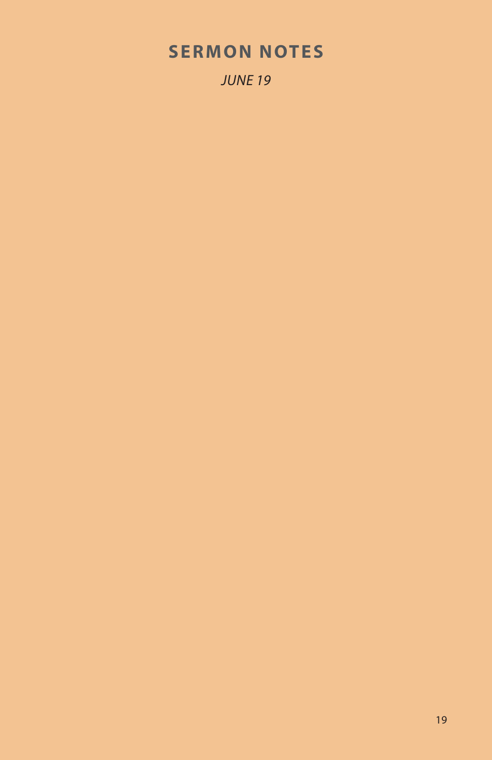## SERMON NOTES

*JUNE 19*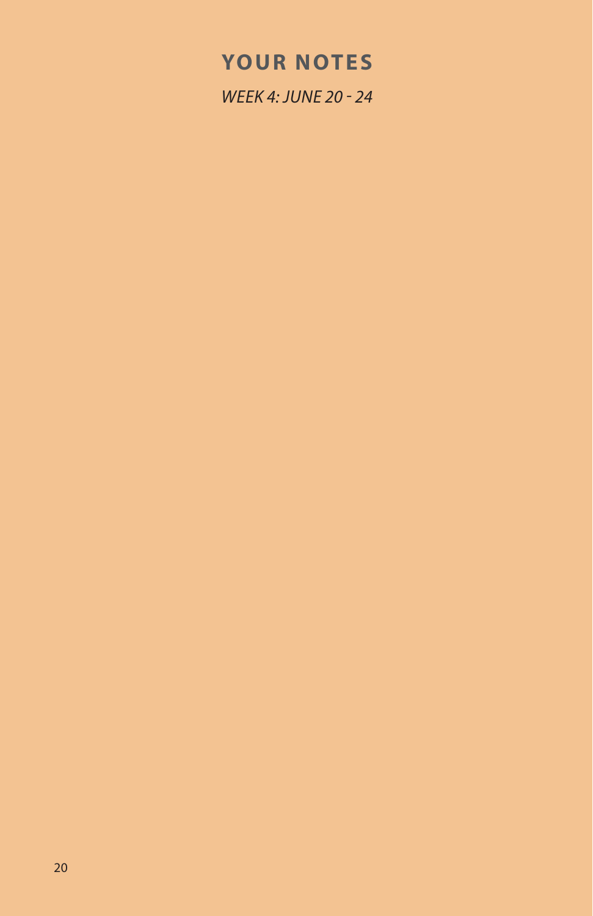# YOUR NOTES

*WEEK 4: JUNE 20 - 24*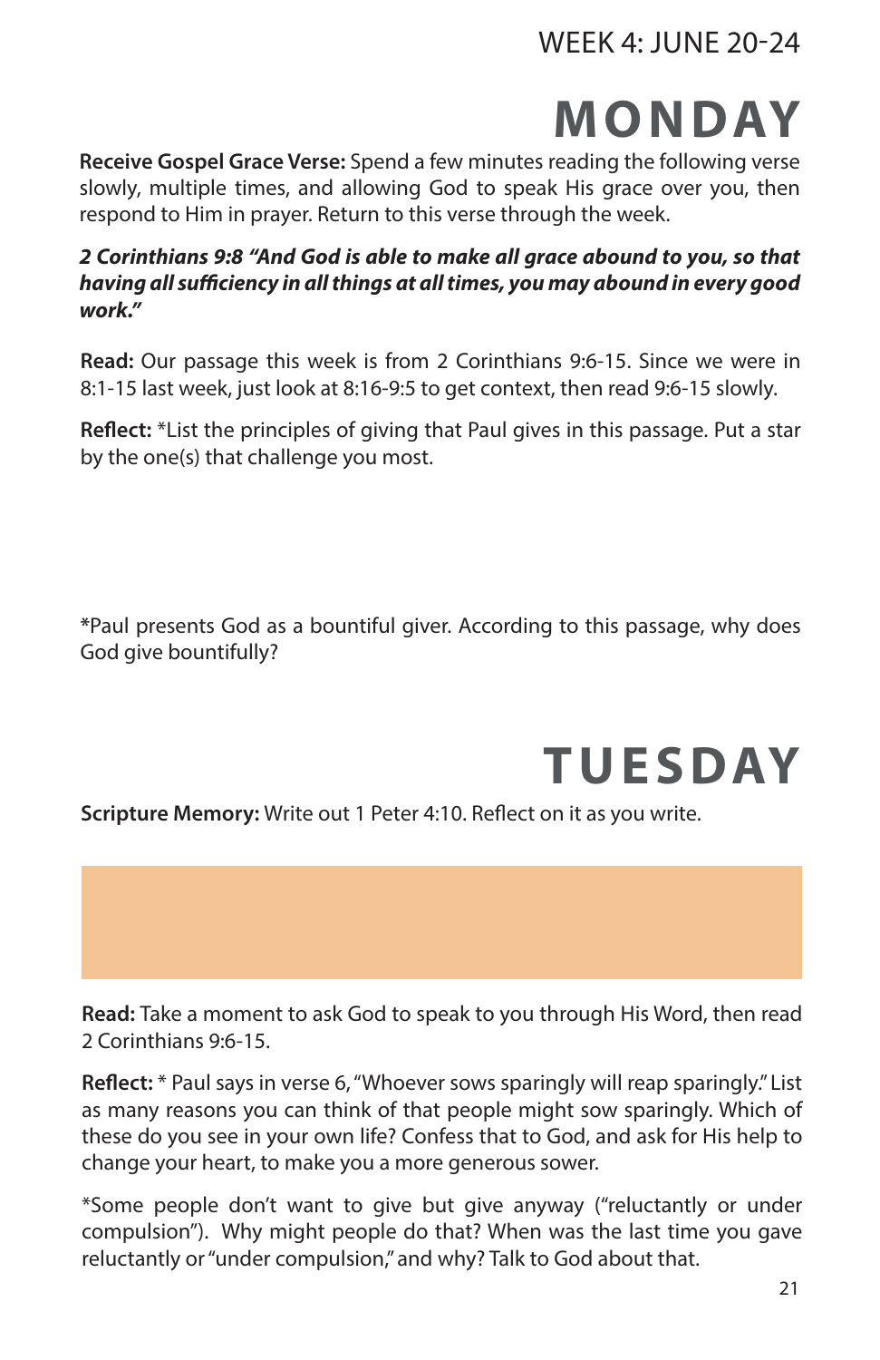WEEK 4: JUNE 20-24

# MONDAY

**Receive Gospel Grace Verse:** Spend a few minutes reading the following verse slowly, multiple times, and allowing God to speak His grace over you, then respond to Him in prayer. Return to this verse through the week.

***2 Corinthians 9:8 "And God is able to make all grace abound to you, so that having all sufficiency in all things at all times, you may abound in every good work."***

**Read:** Our passage this week is from 2 Corinthians 9:6-15. Since we were in 8:1-15 last week, just look at 8:16-9:5 to get context, then read 9:6-15 slowly.

**Reflect:** *List the principles of giving that Paul gives in this passage. Put a star by the one(s) that challenge you most.

*Paul presents God as a bountiful giver. According to this passage, why does God give bountifully?

# TUESDAY

**Scripture Memory:** Write out 1 Peter 4:10. Reflect on it as you write.

**Read:** Take a moment to ask God to speak to you through His Word, then read 2 Corinthians 9:6-15.

**Reflect:** * Paul says in verse 6, "Whoever sows sparingly will reap sparingly." List as many reasons you can think of that people might sow sparingly. Which of these do you see in your own life? Confess that to God, and ask for His help to change your heart, to make you a more generous sower.

*Some people don't want to give but give anyway ("reluctantly or under compulsion"). Why might people do that? When was the last time you gave reluctantly or "under compulsion," and why? Talk to God about that.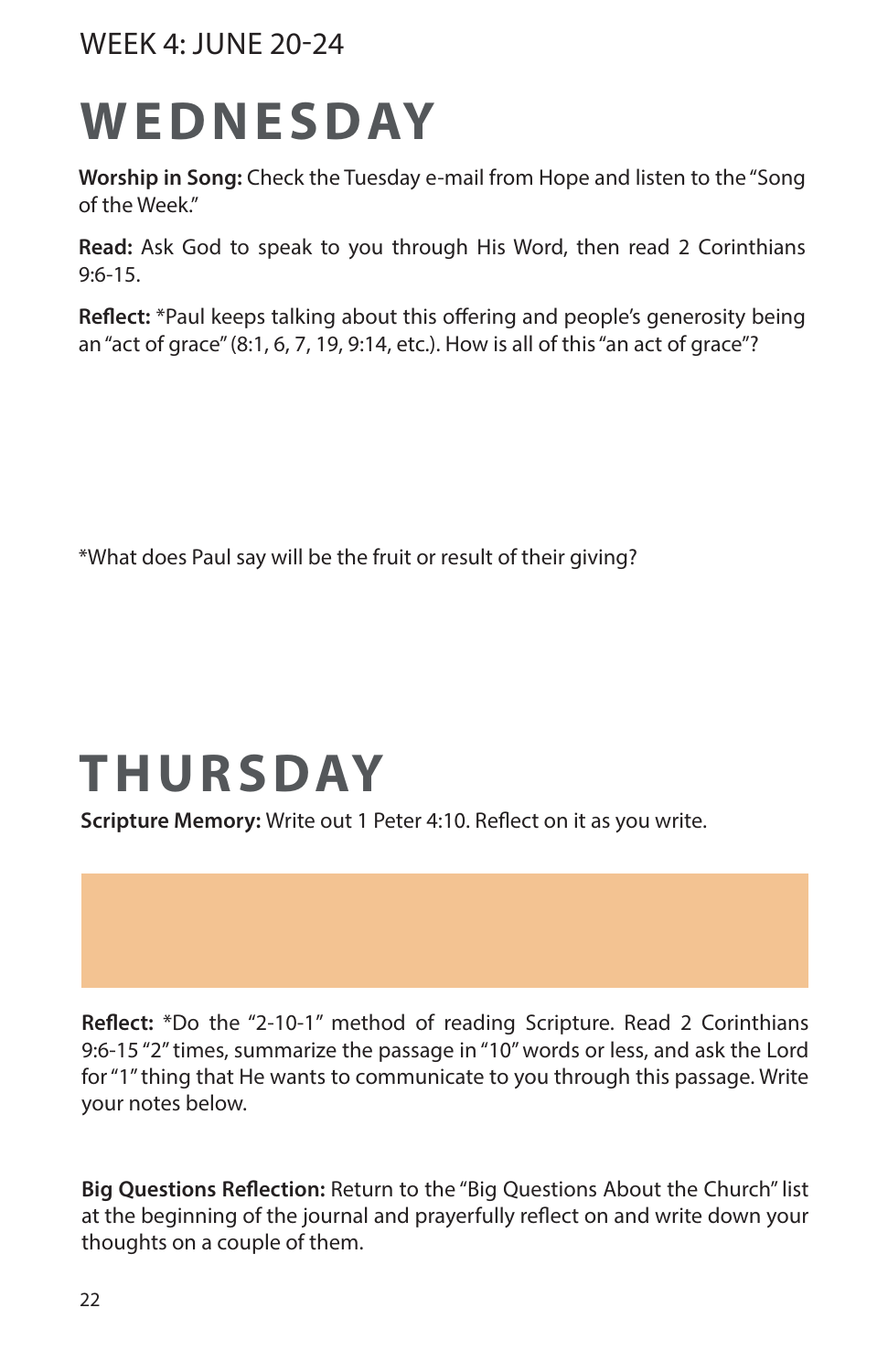WEEK 4: JUNE 20-24

# WEDNESDAY

**Worship in Song:** Check the Tuesday e-mail from Hope and listen to the "Song of the Week."

**Read:** Ask God to speak to you through His Word, then read 2 Corinthians 9:6-15.

**Reflect:** *Paul keeps talking about this offering and people's generosity being an "act of grace" (8:1, 6, 7, 19, 9:14, etc.). How is all of this "an act of grace"?

*What does Paul say will be the fruit or result of their giving?

# THURSDAY

**Scripture Memory:** Write out 1 Peter 4:10. Reflect on it as you write.

**Reflect:** *Do the "2-10-1" method of reading Scripture. Read 2 Corinthians 9:6-15 "2" times, summarize the passage in "10" words or less, and ask the Lord for "1" thing that He wants to communicate to you through this passage. Write your notes below.

**Big Questions Reflection:** Return to the "Big Questions About the Church" list at the beginning of the journal and prayerfully reflect on and write down your thoughts on a couple of them.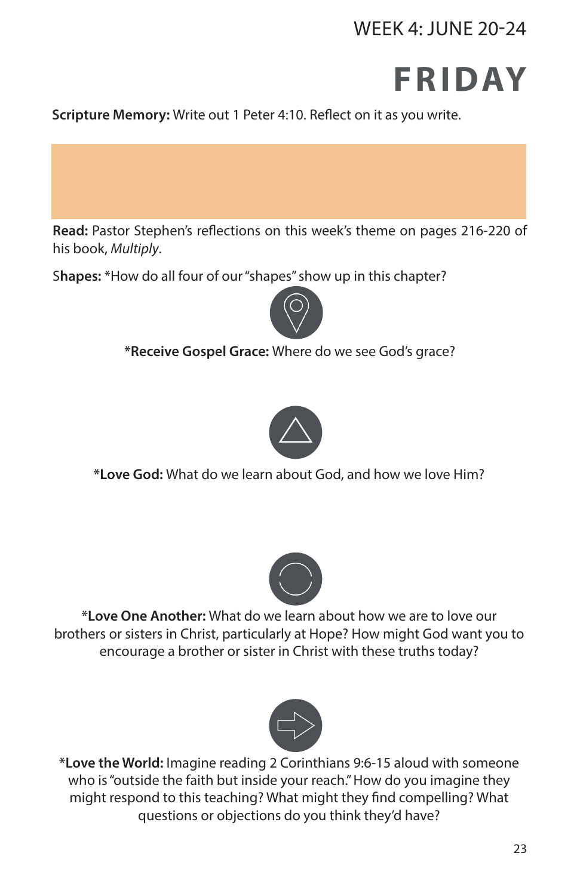WEEK 4: JUNE 20-24

# FRIDAY

**Scripture Memory:** Write out 1 Peter 4:10. Reflect on it as you write.

**Read:** Pastor Stephen's reflections on this week's theme on pages 216-220 of his book, *Multiply*.

**Shapes:** *How do all four of our "shapes" show up in this chapter?

***Receive Gospel Grace:** Where do we see God's grace?

***Love God:** What do we learn about God, and how we love Him?

***Love One Another:** What do we learn about how we are to love our brothers or sisters in Christ, particularly at Hope? How might God want you to encourage a brother or sister in Christ with these truths today?

***Love the World:** Imagine reading 2 Corinthians 9:6-15 aloud with someone who is "outside the faith but inside your reach." How do you imagine they might respond to this teaching? What might they find compelling? What questions or objections do you think they'd have?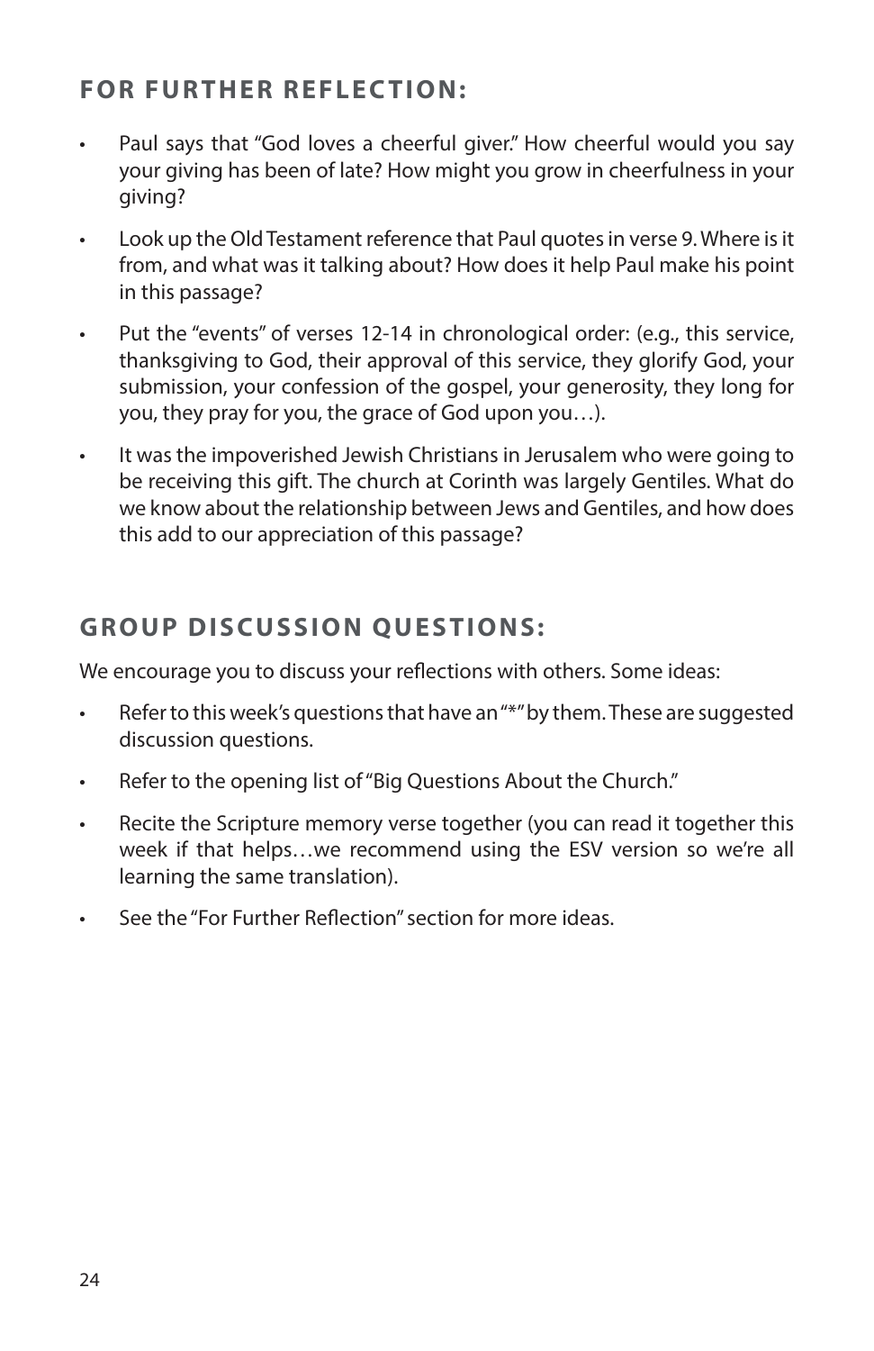## FOR FURTHER REFLECTION:

- Paul says that "God loves a cheerful giver." How cheerful would you say your giving has been of late? How might you grow in cheerfulness in your giving?
- Look up the Old Testament reference that Paul quotes in verse 9. Where is it from, and what was it talking about? How does it help Paul make his point in this passage?
- Put the "events" of verses 12-14 in chronological order: (e.g., this service, thanksgiving to God, their approval of this service, they glorify God, your submission, your confession of the gospel, your generosity, they long for you, they pray for you, the grace of God upon you…).
- It was the impoverished Jewish Christians in Jerusalem who were going to be receiving this gift. The church at Corinth was largely Gentiles. What do we know about the relationship between Jews and Gentiles, and how does this add to our appreciation of this passage?

## GROUP DISCUSSION QUESTIONS:

We encourage you to discuss your reflections with others. Some ideas:

- Refer to this week's questions that have an "*" by them. These are suggested discussion questions.
- Refer to the opening list of "Big Questions About the Church."
- Recite the Scripture memory verse together (you can read it together this week if that helps…we recommend using the ESV version so we're all learning the same translation).
- See the "For Further Reflection" section for more ideas.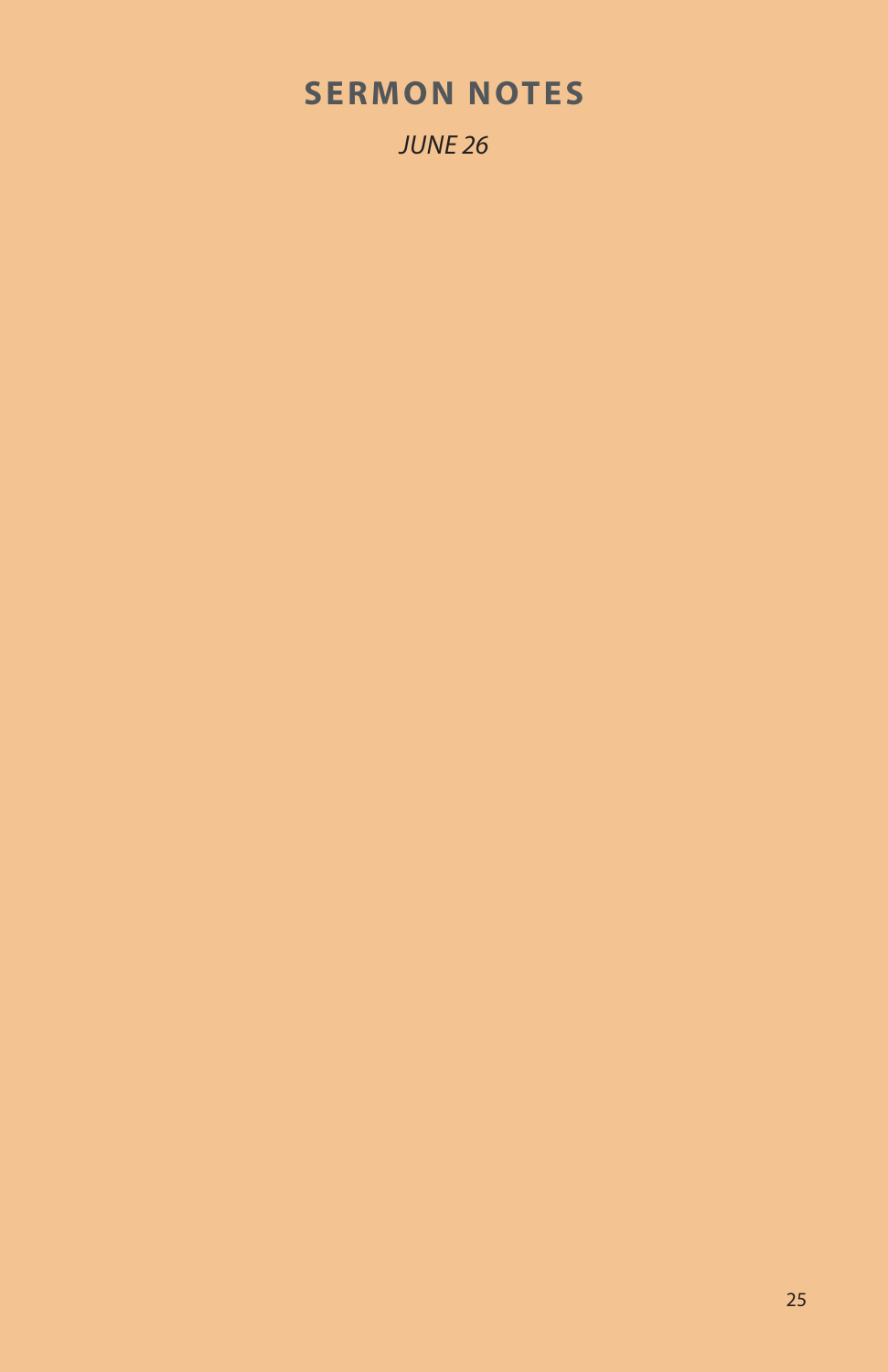## SERMON NOTES

*JUNE 26*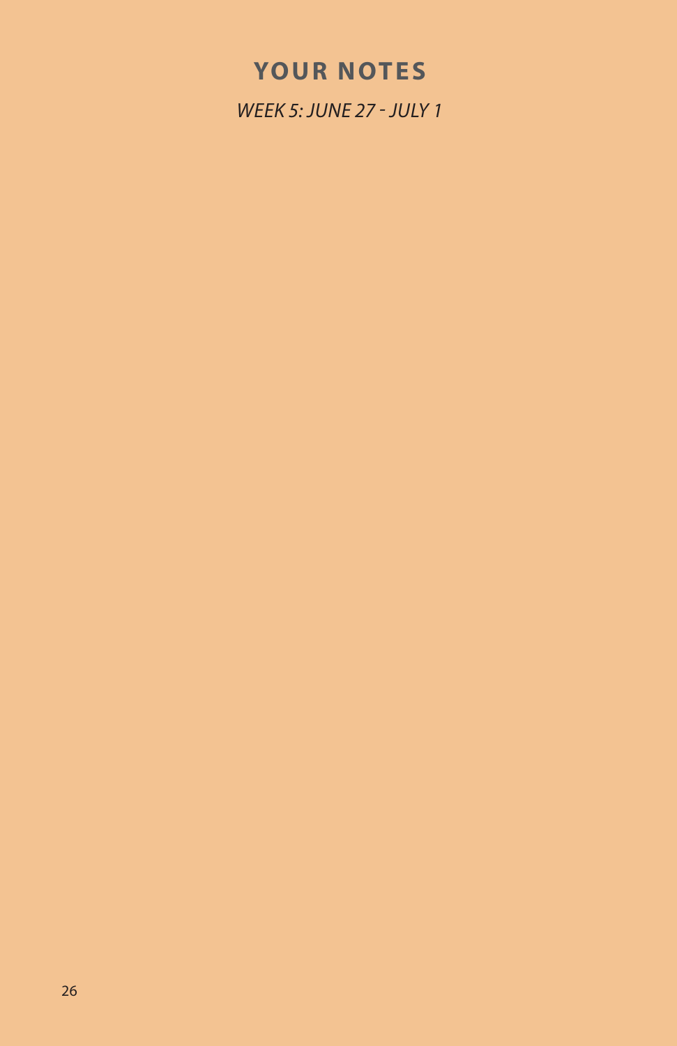## YOUR NOTES

*WEEK 5: JUNE 27 - JULY 1*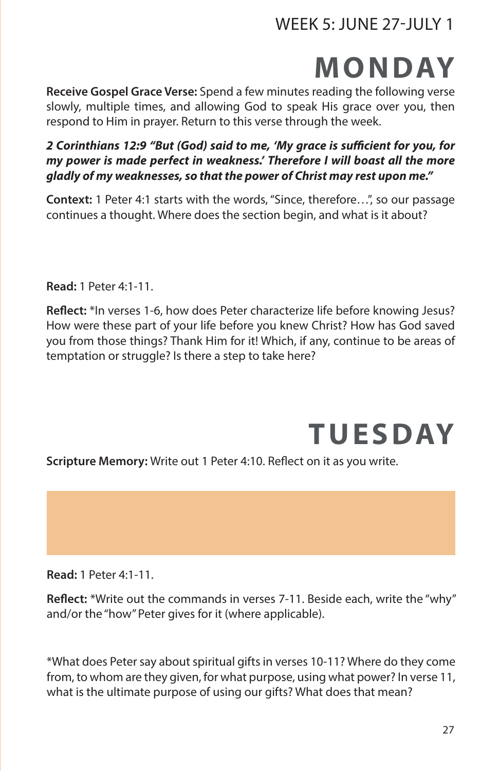WEEK 5: JUNE 27-JULY 1

# MONDAY

**Receive Gospel Grace Verse:** Spend a few minutes reading the following verse slowly, multiple times, and allowing God to speak His grace over you, then respond to Him in prayer. Return to this verse through the week.

***2 Corinthians 12:9 "But (God) said to me, 'My grace is sufficient for you, for my power is made perfect in weakness.' Therefore I will boast all the more gladly of my weaknesses, so that the power of Christ may rest upon me."***

**Context:** 1 Peter 4:1 starts with the words, "Since, therefore…", so our passage continues a thought. Where does the section begin, and what is it about?

**Read:** 1 Peter 4:1-11.

**Reflect:** *In verses 1-6, how does Peter characterize life before knowing Jesus? How were these part of your life before you knew Christ? How has God saved you from those things? Thank Him for it! Which, if any, continue to be areas of temptation or struggle? Is there a step to take here?

# TUESDAY

**Scripture Memory:** Write out 1 Peter 4:10. Reflect on it as you write.

**Read:** 1 Peter 4:1-11.

**Reflect:** *Write out the commands in verses 7-11. Beside each, write the "why" and/or the "how" Peter gives for it (where applicable).

*What does Peter say about spiritual gifts in verses 10-11? Where do they come from, to whom are they given, for what purpose, using what power? In verse 11, what is the ultimate purpose of using our gifts? What does that mean?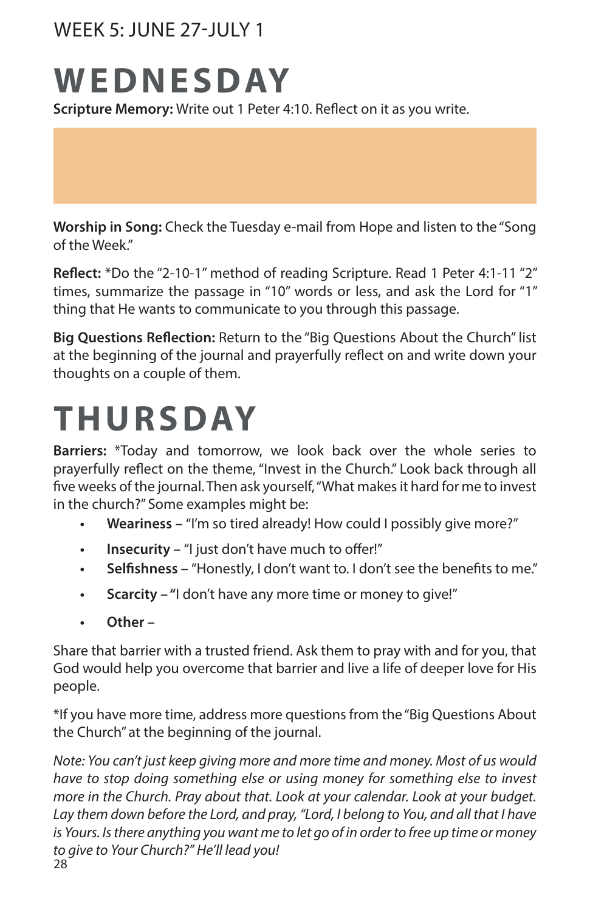WEEK 5: JUNE 27-JULY 1

# WEDNESDAY

**Scripture Memory:** Write out 1 Peter 4:10. Reflect on it as you write.

**Worship in Song:** Check the Tuesday e-mail from Hope and listen to the "Song of the Week."

**Reflect:** *Do the "2-10-1" method of reading Scripture. Read 1 Peter 4:1-11 "2" times, summarize the passage in "10" words or less, and ask the Lord for "1" thing that He wants to communicate to you through this passage.

**Big Questions Reflection:** Return to the "Big Questions About the Church" list at the beginning of the journal and prayerfully reflect on and write down your thoughts on a couple of them.

# THURSDAY

**Barriers:** *Today and tomorrow, we look back over the whole series to prayerfully reflect on the theme, "Invest in the Church." Look back through all five weeks of the journal. Then ask yourself, "What makes it hard for me to invest in the church?" Some examples might be:

- **Weariness** – "I'm so tired already! How could I possibly give more?"
- **Insecurity** – "I just don't have much to offer!"
- **Selfishness** – "Honestly, I don't want to. I don't see the benefits to me."
- **Scarcity – "**I don't have any more time or money to give!"
- **Other** –

Share that barrier with a trusted friend. Ask them to pray with and for you, that God would help you overcome that barrier and live a life of deeper love for His people.

*If you have more time, address more questions from the "Big Questions About the Church" at the beginning of the journal.

*Note: You can't just keep giving more and more time and money. Most of us would have to stop doing something else or using money for something else to invest more in the Church. Pray about that. Look at your calendar. Look at your budget. Lay them down before the Lord, and pray, "Lord, I belong to You, and all that I have is Yours. Is there anything you want me to let go of in order to free up time or money to give to Your Church?" He'll lead you!*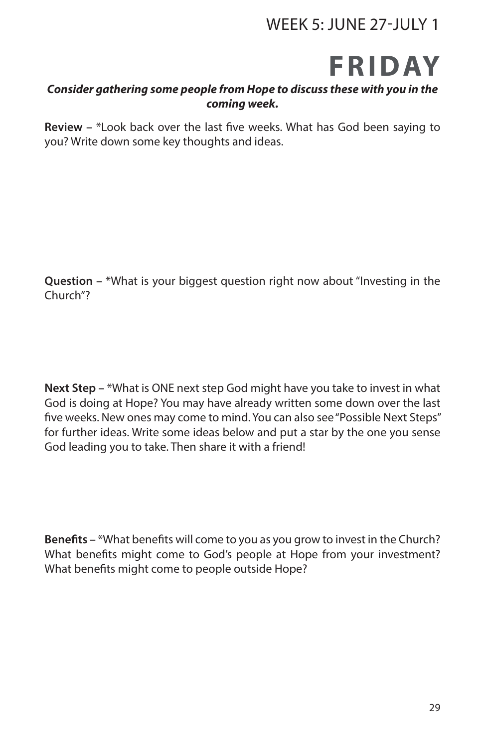WEEK 5: JUNE 27-JULY 1

# FRIDAY

***Consider gathering some people from Hope to discuss these with you in the coming week.***

**Review** – *Look back over the last five weeks. What has God been saying to you? Write down some key thoughts and ideas.

**Question** – *What is your biggest question right now about "Investing in the Church"?

**Next Step** – *What is ONE next step God might have you take to invest in what God is doing at Hope? You may have already written some down over the last five weeks. New ones may come to mind. You can also see "Possible Next Steps" for further ideas. Write some ideas below and put a star by the one you sense God leading you to take. Then share it with a friend!

**Benefits** – *What benefits will come to you as you grow to invest in the Church? What benefits might come to God's people at Hope from your investment? What benefits might come to people outside Hope?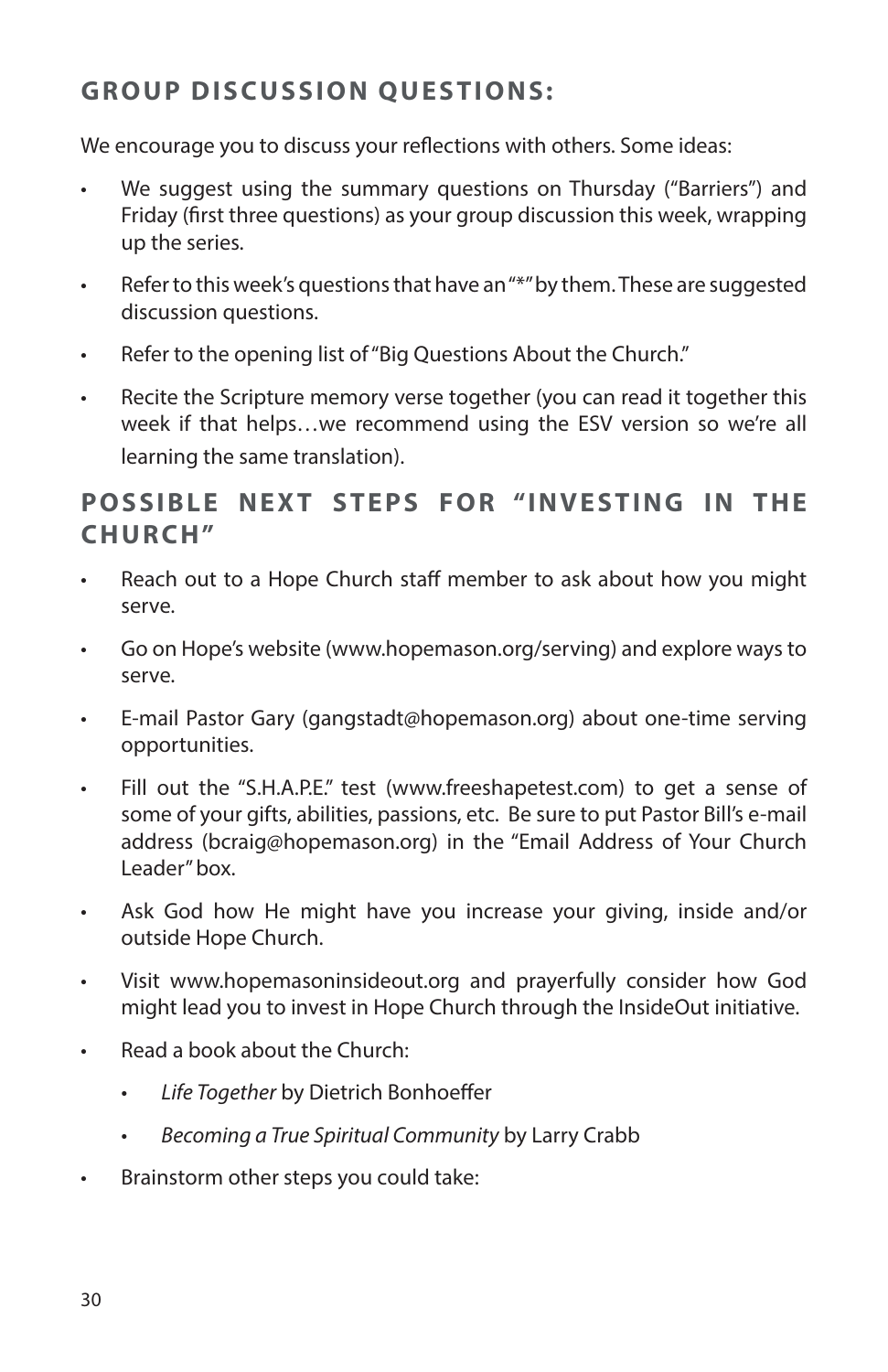## GROUP DISCUSSION QUESTIONS:

We encourage you to discuss your reflections with others. Some ideas:

- We suggest using the summary questions on Thursday ("Barriers") and Friday (first three questions) as your group discussion this week, wrapping up the series.
- Refer to this week's questions that have an "*" by them. These are suggested discussion questions.
- Refer to the opening list of "Big Questions About the Church."
- Recite the Scripture memory verse together (you can read it together this week if that helps…we recommend using the ESV version so we're all learning the same translation).

## POSSIBLE NEXT STEPS FOR "INVESTING IN THE CHURCH"

- Reach out to a Hope Church staff member to ask about how you might serve.
- Go on Hope's website (www.hopemason.org/serving) and explore ways to serve.
- E-mail Pastor Gary (gangstadt@hopemason.org) about one-time serving opportunities.
- Fill out the "S.H.A.P.E." test (www.freeshapetest.com) to get a sense of some of your gifts, abilities, passions, etc. Be sure to put Pastor Bill's e-mail address (bcraig@hopemason.org) in the "Email Address of Your Church Leader" box.
- Ask God how He might have you increase your giving, inside and/or outside Hope Church.
- Visit www.hopemasoninsideout.org and prayerfully consider how God might lead you to invest in Hope Church through the InsideOut initiative.
- Read a book about the Church:
  - *Life Together* by Dietrich Bonhoeffer
  - *Becoming a True Spiritual Community* by Larry Crabb
- Brainstorm other steps you could take: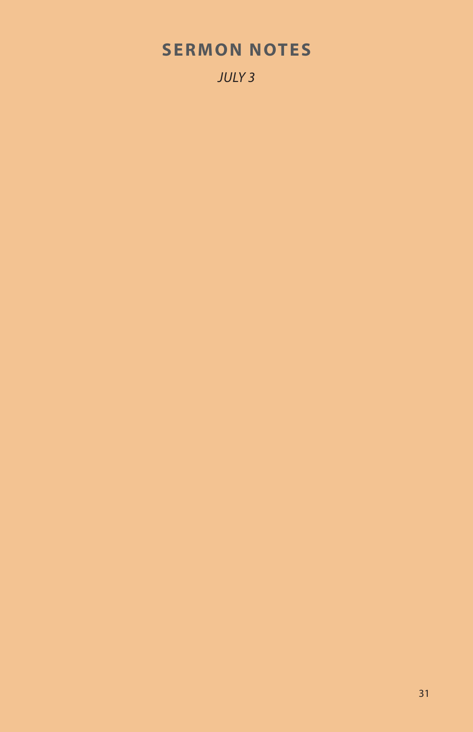# SERMON NOTES

*JULY 3*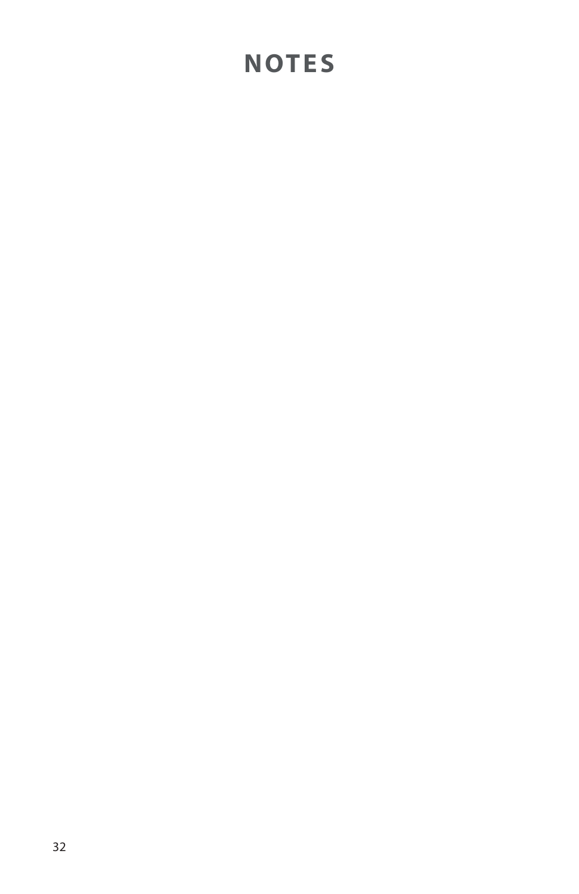# NOTES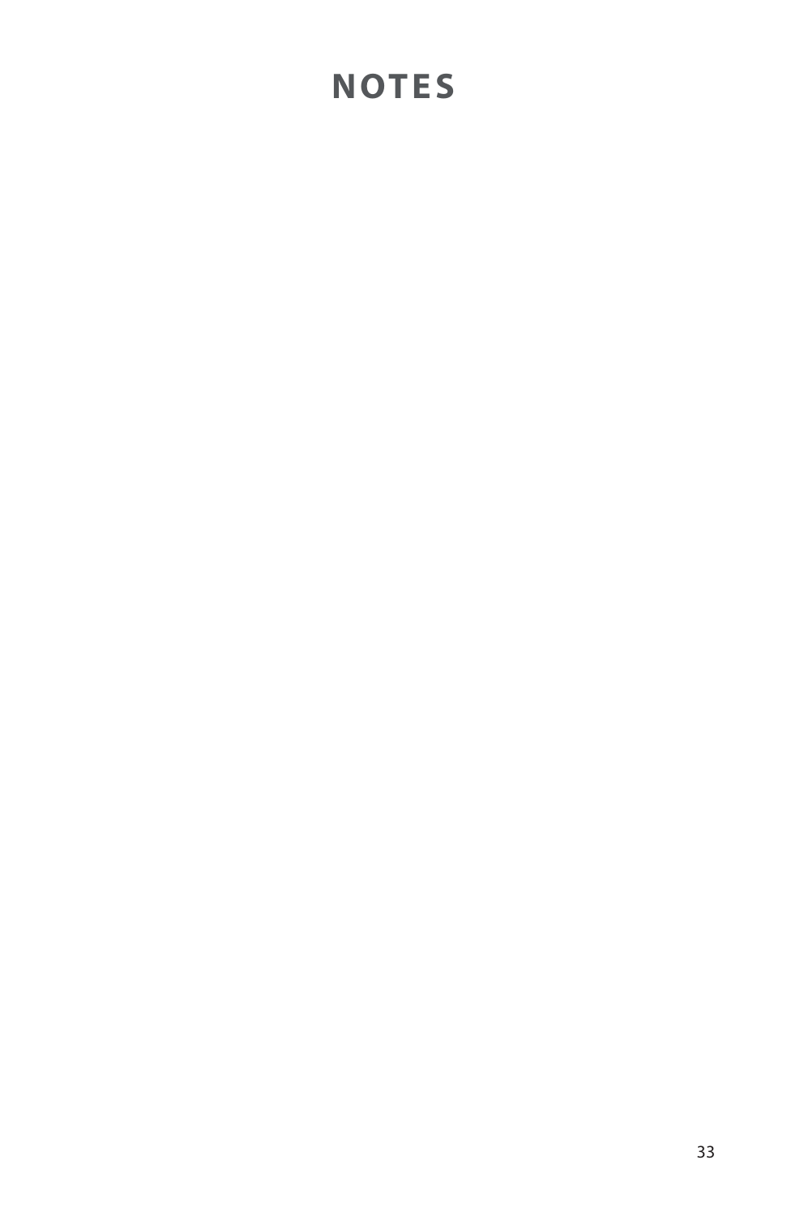# NOTES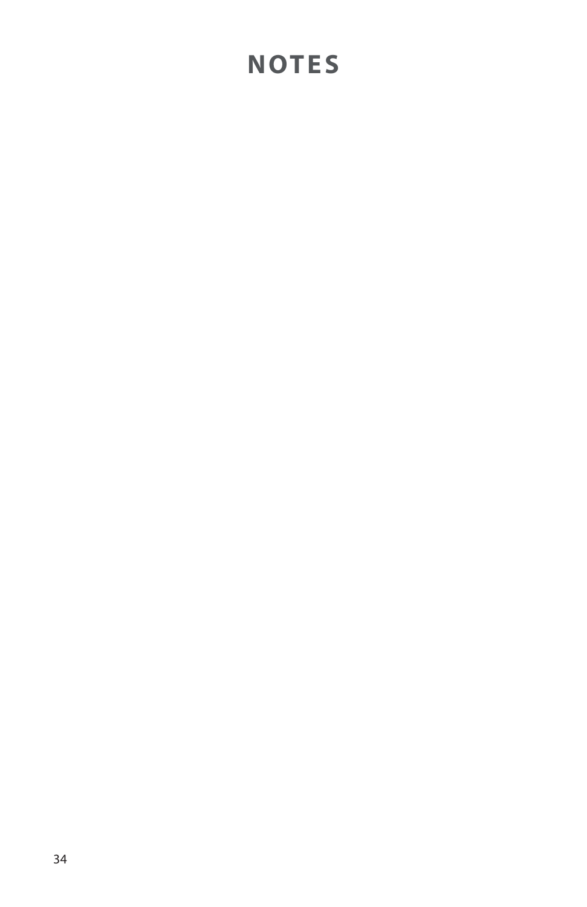# NOTES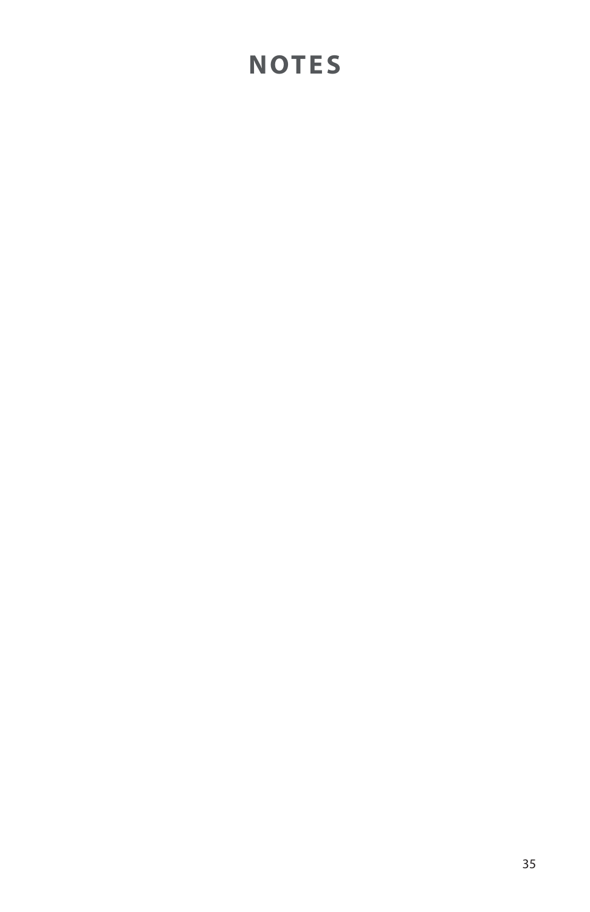# NOTES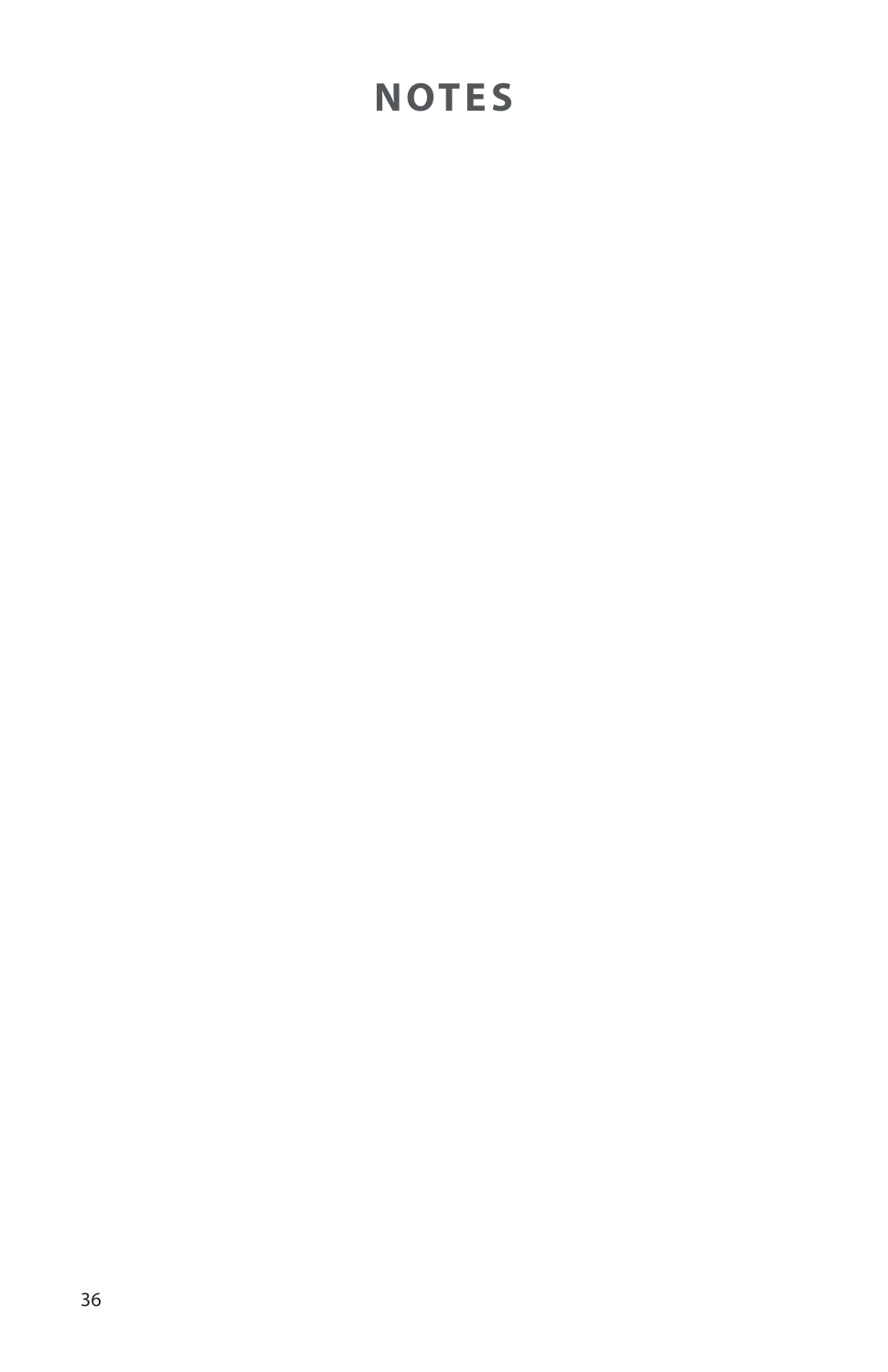# NOTES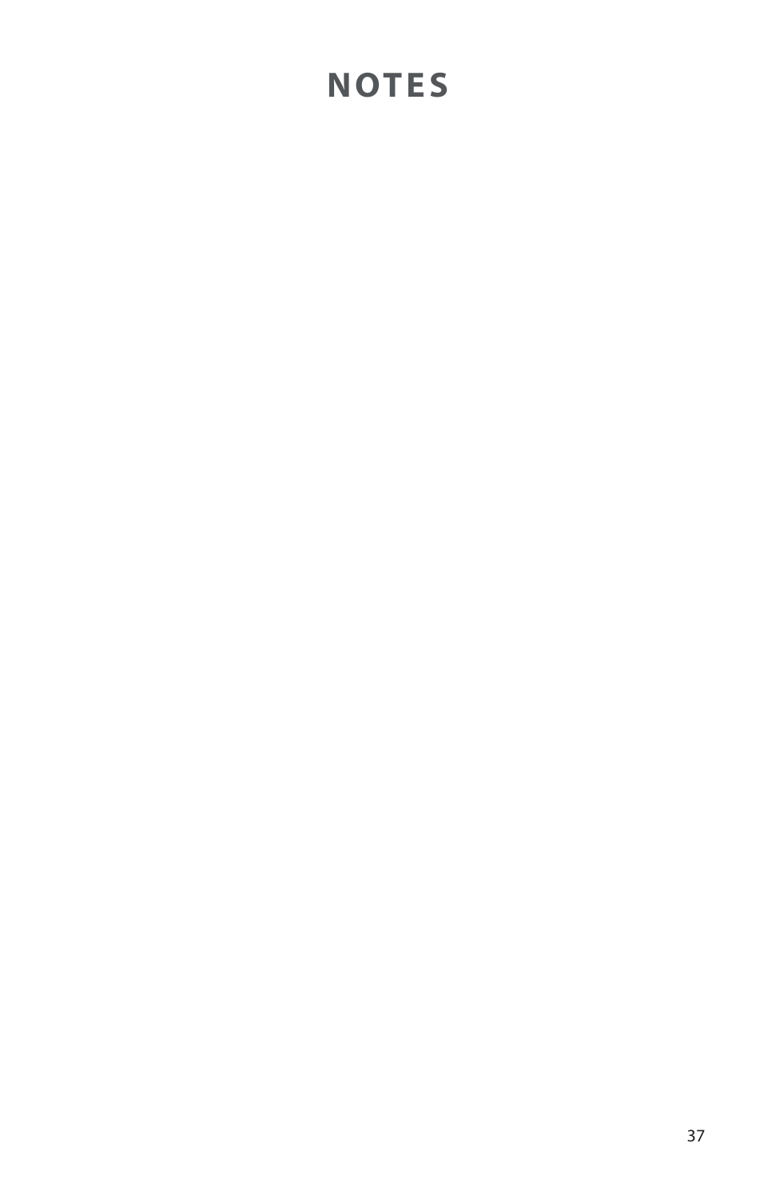# NOTES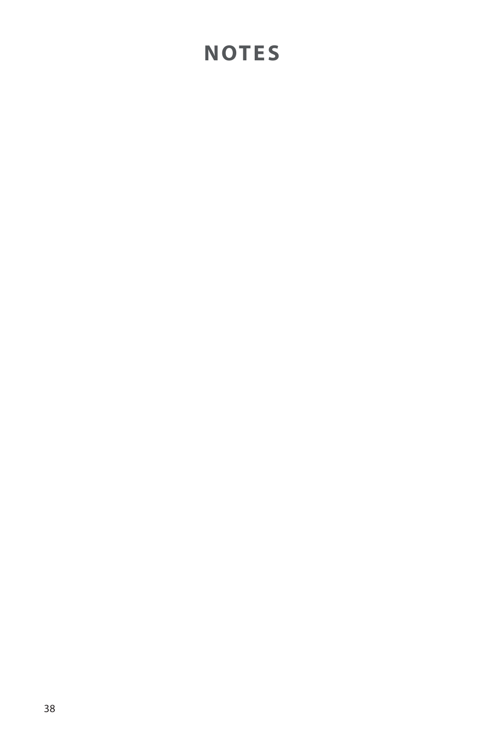# NOTES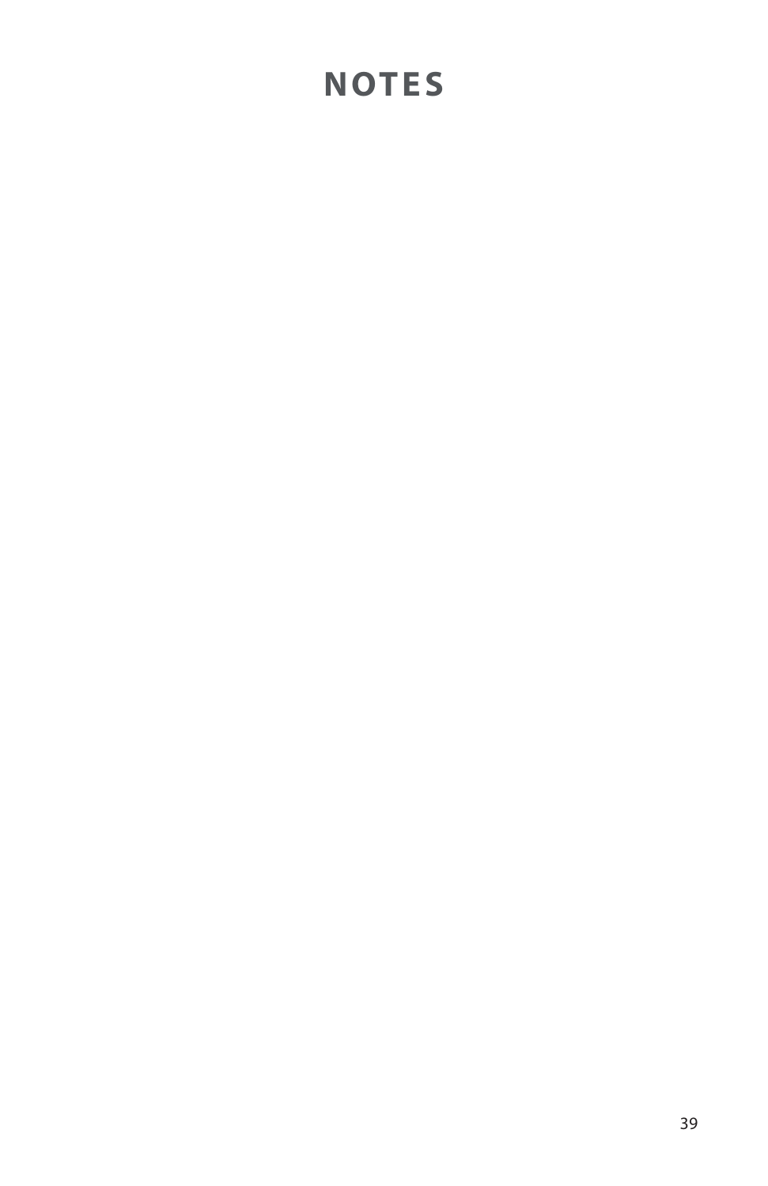# NOTES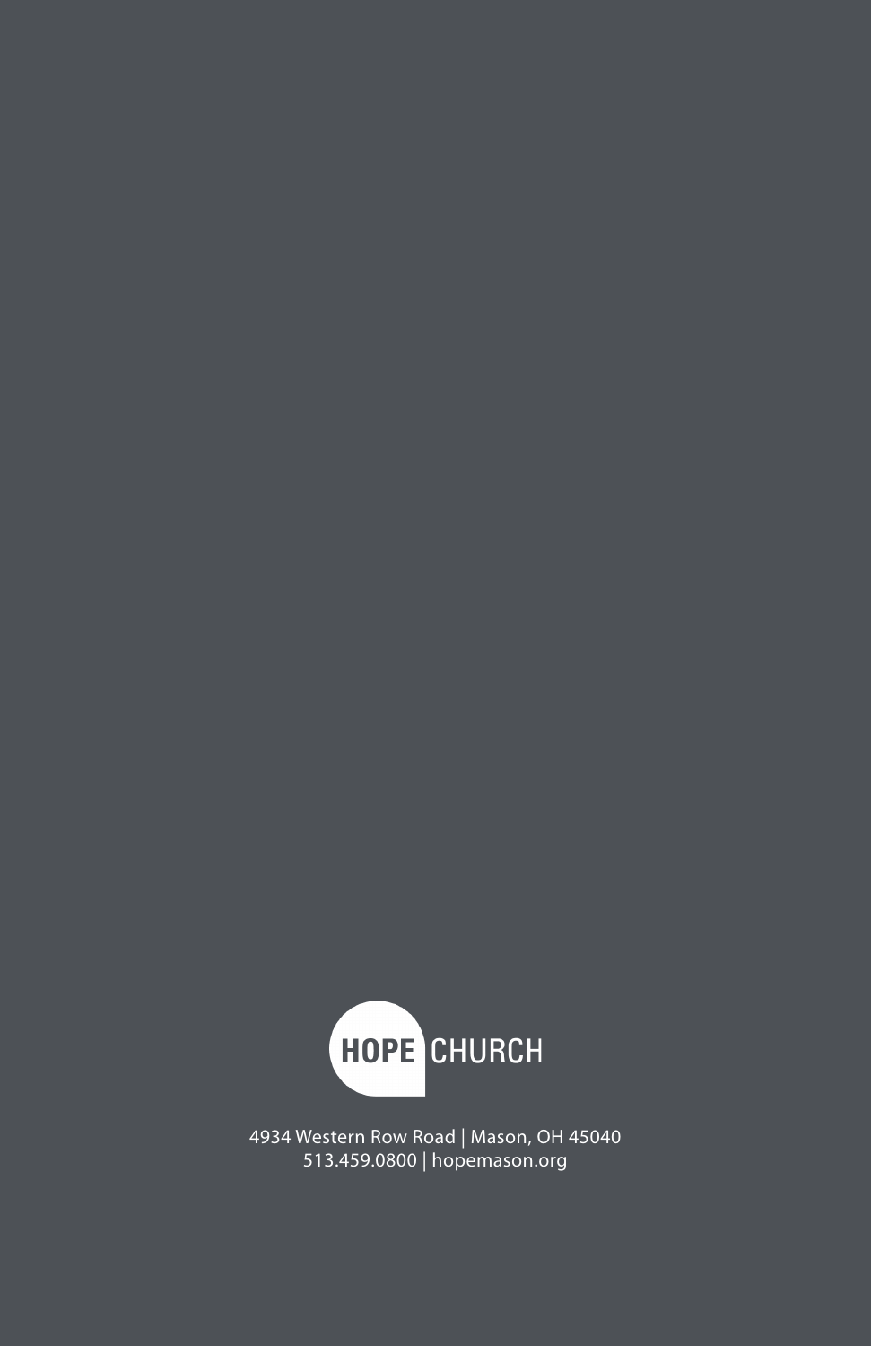HOPE CHURCH

4934 Western Row Road | Mason, OH 45040
513.459.0800 | hopemason.org